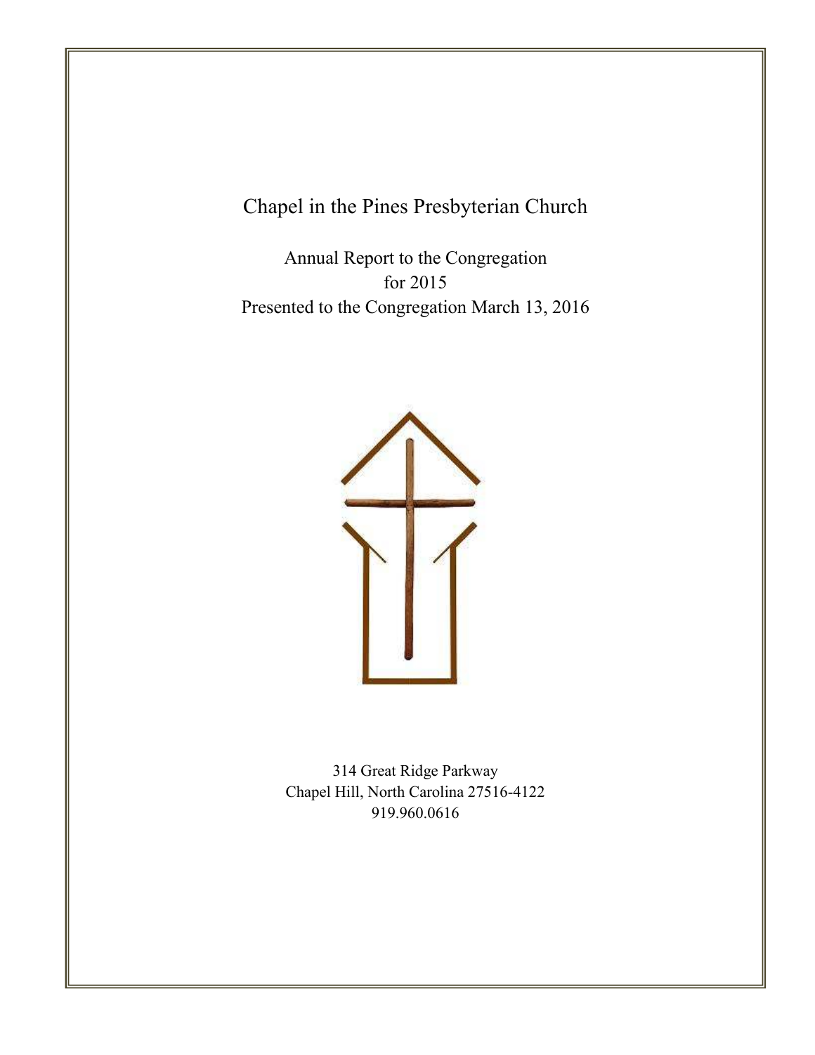# Chapel in the Pines Presbyterian Church

Annual Report to the Congregation
for 2015
Presented to the Congregation March 13, 2016

314 Great Ridge Parkway
Chapel Hill, North Carolina 27516-4122
919.960.0616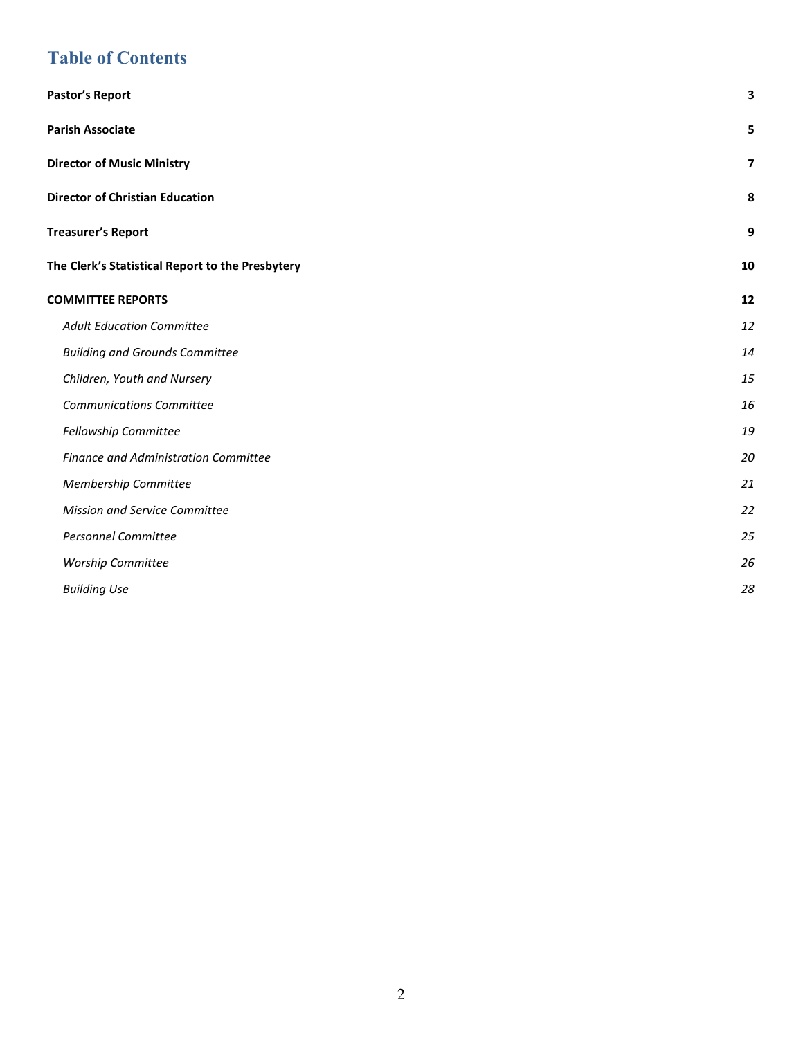# Table of Contents

**Pastor's Report** 3

**Parish Associate** 5

**Director of Music Ministry** 7

**Director of Christian Education** 8

**Treasurer's Report** 9

**The Clerk's Statistical Report to the Presbytery** 10

**COMMITTEE REPORTS** 12

- *Adult Education Committee* 12
- *Building and Grounds Committee* 14
- *Children, Youth and Nursery* 15
- *Communications Committee* 16
- *Fellowship Committee* 19
- *Finance and Administration Committee* 20
- *Membership Committee* 21
- *Mission and Service Committee* 22
- *Personnel Committee* 25
- *Worship Committee* 26
- *Building Use* 28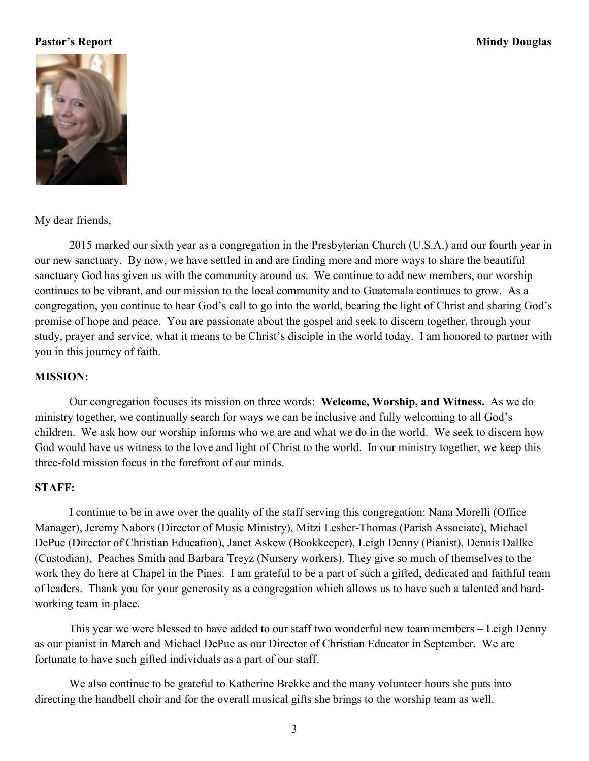**Pastor's Report** **Mindy Douglas**

My dear friends,

2015 marked our sixth year as a congregation in the Presbyterian Church (U.S.A.) and our fourth year in our new sanctuary. By now, we have settled in and are finding more and more ways to share the beautiful sanctuary God has given us with the community around us. We continue to add new members, our worship continues to be vibrant, and our mission to the local community and to Guatemala continues to grow. As a congregation, you continue to hear God's call to go into the world, bearing the light of Christ and sharing God's promise of hope and peace. You are passionate about the gospel and seek to discern together, through your study, prayer and service, what it means to be Christ's disciple in the world today. I am honored to partner with you in this journey of faith.

**MISSION:**

Our congregation focuses its mission on three words: **Welcome, Worship, and Witness.** As we do ministry together, we continually search for ways we can be inclusive and fully welcoming to all God's children. We ask how our worship informs who we are and what we do in the world. We seek to discern how God would have us witness to the love and light of Christ to the world. In our ministry together, we keep this three-fold mission focus in the forefront of our minds.

**STAFF:**

I continue to be in awe over the quality of the staff serving this congregation: Nana Morelli (Office Manager), Jeremy Nabors (Director of Music Ministry), Mitzi Lesher-Thomas (Parish Associate), Michael DePue (Director of Christian Education), Janet Askew (Bookkeeper), Leigh Denny (Pianist), Dennis Dallke (Custodian), Peaches Smith and Barbara Treyz (Nursery workers). They give so much of themselves to the work they do here at Chapel in the Pines. I am grateful to be a part of such a gifted, dedicated and faithful team of leaders. Thank you for your generosity as a congregation which allows us to have such a talented and hard-working team in place.

This year we were blessed to have added to our staff two wonderful new team members – Leigh Denny as our pianist in March and Michael DePue as our Director of Christian Educator in September. We are fortunate to have such gifted individuals as a part of our staff.

We also continue to be grateful to Katherine Brekke and the many volunteer hours she puts into directing the handbell choir and for the overall musical gifts she brings to the worship team as well.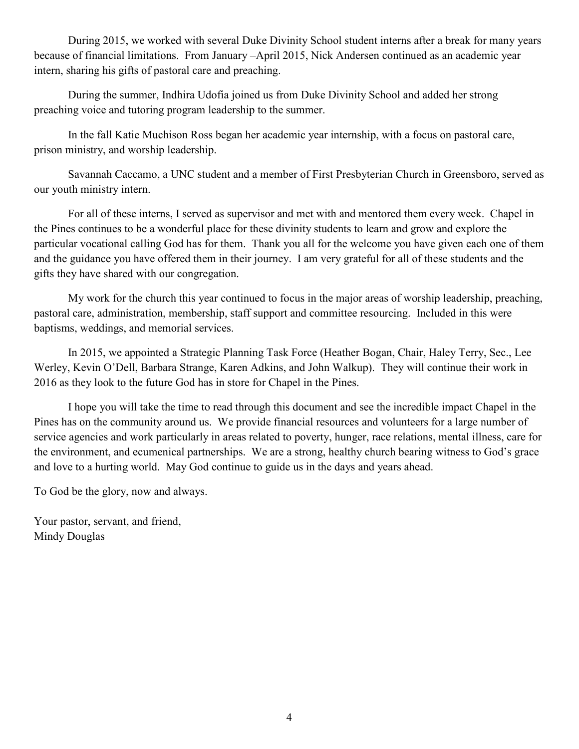During 2015, we worked with several Duke Divinity School student interns after a break for many years because of financial limitations. From January –April 2015, Nick Andersen continued as an academic year intern, sharing his gifts of pastoral care and preaching.

During the summer, Indhira Udofia joined us from Duke Divinity School and added her strong preaching voice and tutoring program leadership to the summer.

In the fall Katie Muchison Ross began her academic year internship, with a focus on pastoral care, prison ministry, and worship leadership.

Savannah Caccamo, a UNC student and a member of First Presbyterian Church in Greensboro, served as our youth ministry intern.

For all of these interns, I served as supervisor and met with and mentored them every week. Chapel in the Pines continues to be a wonderful place for these divinity students to learn and grow and explore the particular vocational calling God has for them. Thank you all for the welcome you have given each one of them and the guidance you have offered them in their journey. I am very grateful for all of these students and the gifts they have shared with our congregation.

My work for the church this year continued to focus in the major areas of worship leadership, preaching, pastoral care, administration, membership, staff support and committee resourcing. Included in this were baptisms, weddings, and memorial services.

In 2015, we appointed a Strategic Planning Task Force (Heather Bogan, Chair, Haley Terry, Sec., Lee Werley, Kevin O'Dell, Barbara Strange, Karen Adkins, and John Walkup). They will continue their work in 2016 as they look to the future God has in store for Chapel in the Pines.

I hope you will take the time to read through this document and see the incredible impact Chapel in the Pines has on the community around us. We provide financial resources and volunteers for a large number of service agencies and work particularly in areas related to poverty, hunger, race relations, mental illness, care for the environment, and ecumenical partnerships. We are a strong, healthy church bearing witness to God's grace and love to a hurting world. May God continue to guide us in the days and years ahead.

To God be the glory, now and always.

Your pastor, servant, and friend,
Mindy Douglas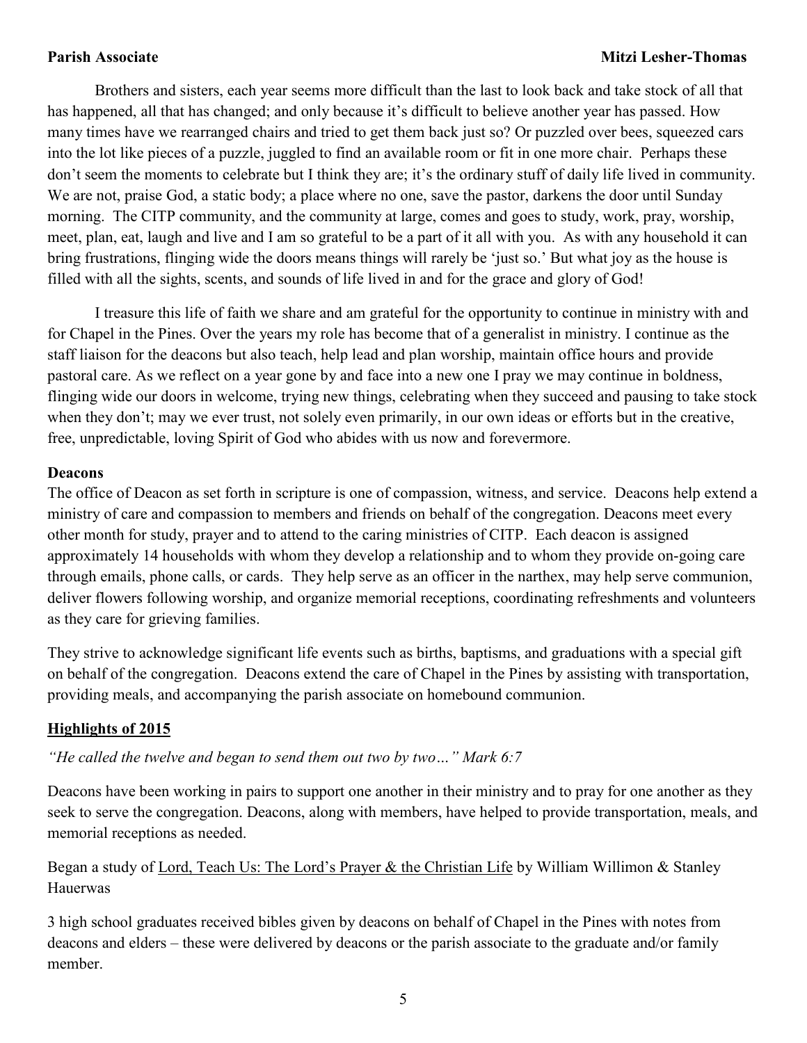**Parish Associate** **Mitzi Lesher-Thomas**

Brothers and sisters, each year seems more difficult than the last to look back and take stock of all that has happened, all that has changed; and only because it's difficult to believe another year has passed. How many times have we rearranged chairs and tried to get them back just so? Or puzzled over bees, squeezed cars into the lot like pieces of a puzzle, juggled to find an available room or fit in one more chair. Perhaps these don't seem the moments to celebrate but I think they are; it's the ordinary stuff of daily life lived in community. We are not, praise God, a static body; a place where no one, save the pastor, darkens the door until Sunday morning. The CITP community, and the community at large, comes and goes to study, work, pray, worship, meet, plan, eat, laugh and live and I am so grateful to be a part of it all with you. As with any household it can bring frustrations, flinging wide the doors means things will rarely be 'just so.' But what joy as the house is filled with all the sights, scents, and sounds of life lived in and for the grace and glory of God!

I treasure this life of faith we share and am grateful for the opportunity to continue in ministry with and for Chapel in the Pines. Over the years my role has become that of a generalist in ministry. I continue as the staff liaison for the deacons but also teach, help lead and plan worship, maintain office hours and provide pastoral care. As we reflect on a year gone by and face into a new one I pray we may continue in boldness, flinging wide our doors in welcome, trying new things, celebrating when they succeed and pausing to take stock when they don't; may we ever trust, not solely even primarily, in our own ideas or efforts but in the creative, free, unpredictable, loving Spirit of God who abides with us now and forevermore.

**Deacons**

The office of Deacon as set forth in scripture is one of compassion, witness, and service. Deacons help extend a ministry of care and compassion to members and friends on behalf of the congregation. Deacons meet every other month for study, prayer and to attend to the caring ministries of CITP. Each deacon is assigned approximately 14 households with whom they develop a relationship and to whom they provide on-going care through emails, phone calls, or cards. They help serve as an officer in the narthex, may help serve communion, deliver flowers following worship, and organize memorial receptions, coordinating refreshments and volunteers as they care for grieving families.

They strive to acknowledge significant life events such as births, baptisms, and graduations with a special gift on behalf of the congregation. Deacons extend the care of Chapel in the Pines by assisting with transportation, providing meals, and accompanying the parish associate on homebound communion.

**Highlights of 2015**

*"He called the twelve and began to send them out two by two…" Mark 6:7*

Deacons have been working in pairs to support one another in their ministry and to pray for one another as they seek to serve the congregation. Deacons, along with members, have helped to provide transportation, meals, and memorial receptions as needed.

Began a study of Lord, Teach Us: The Lord's Prayer & the Christian Life by William Willimon & Stanley Hauerwas

3 high school graduates received bibles given by deacons on behalf of Chapel in the Pines with notes from deacons and elders – these were delivered by deacons or the parish associate to the graduate and/or family member.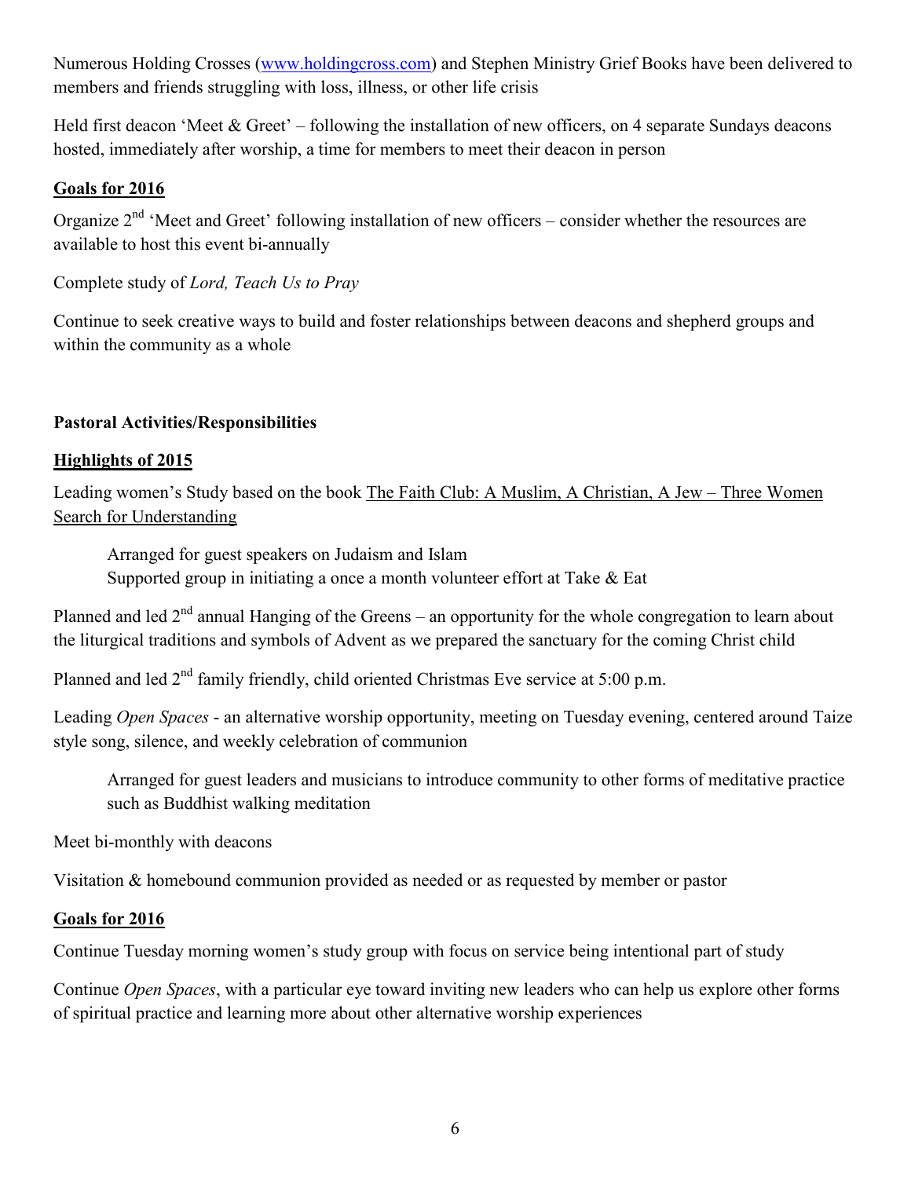Numerous Holding Crosses (www.holdingcross.com) and Stephen Ministry Grief Books have been delivered to members and friends struggling with loss, illness, or other life crisis

Held first deacon 'Meet & Greet' – following the installation of new officers, on 4 separate Sundays deacons hosted, immediately after worship, a time for members to meet their deacon in person

**Goals for 2016**

Organize 2nd 'Meet and Greet' following installation of new officers – consider whether the resources are available to host this event bi-annually

Complete study of *Lord, Teach Us to Pray*

Continue to seek creative ways to build and foster relationships between deacons and shepherd groups and within the community as a whole

**Pastoral Activities/Responsibilities**

**Highlights of 2015**

Leading women's Study based on the book The Faith Club: A Muslim, A Christian, A Jew – Three Women Search for Understanding

> Arranged for guest speakers on Judaism and Islam
> Supported group in initiating a once a month volunteer effort at Take & Eat

Planned and led 2nd annual Hanging of the Greens – an opportunity for the whole congregation to learn about the liturgical traditions and symbols of Advent as we prepared the sanctuary for the coming Christ child

Planned and led 2nd family friendly, child oriented Christmas Eve service at 5:00 p.m.

Leading *Open Spaces* - an alternative worship opportunity, meeting on Tuesday evening, centered around Taize style song, silence, and weekly celebration of communion

> Arranged for guest leaders and musicians to introduce community to other forms of meditative practice such as Buddhist walking meditation

Meet bi-monthly with deacons

Visitation & homebound communion provided as needed or as requested by member or pastor

**Goals for 2016**

Continue Tuesday morning women's study group with focus on service being intentional part of study

Continue *Open Spaces*, with a particular eye toward inviting new leaders who can help us explore other forms of spiritual practice and learning more about other alternative worship experiences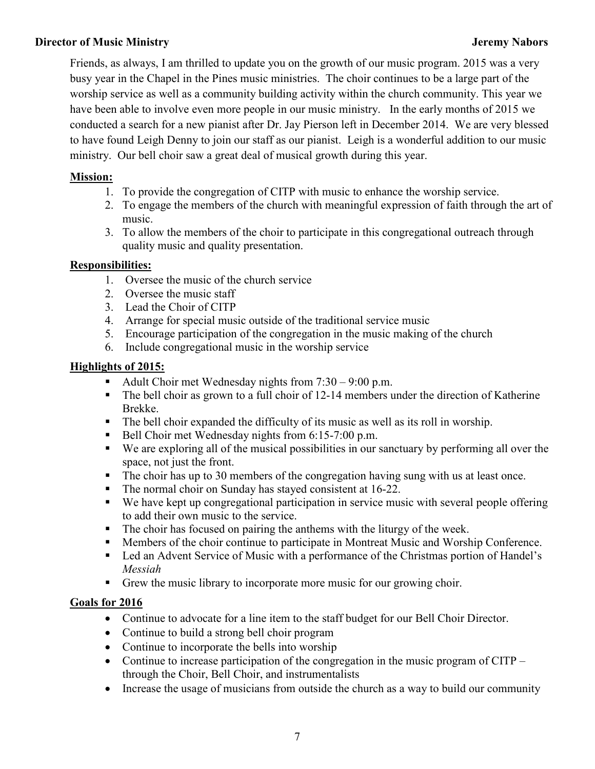**Director of Music Ministry** **Jeremy Nabors**

Friends, as always, I am thrilled to update you on the growth of our music program. 2015 was a very busy year in the Chapel in the Pines music ministries. The choir continues to be a large part of the worship service as well as a community building activity within the church community. This year we have been able to involve even more people in our music ministry. In the early months of 2015 we conducted a search for a new pianist after Dr. Jay Pierson left in December 2014. We are very blessed to have found Leigh Denny to join our staff as our pianist. Leigh is a wonderful addition to our music ministry. Our bell choir saw a great deal of musical growth during this year.

**Mission:**

1. To provide the congregation of CITP with music to enhance the worship service.
2. To engage the members of the church with meaningful expression of faith through the art of music.
3. To allow the members of the choir to participate in this congregational outreach through quality music and quality presentation.

**Responsibilities:**

1. Oversee the music of the church service
2. Oversee the music staff
3. Lead the Choir of CITP
4. Arrange for special music outside of the traditional service music
5. Encourage participation of the congregation in the music making of the church
6. Include congregational music in the worship service

**Highlights of 2015:**

- Adult Choir met Wednesday nights from 7:30 – 9:00 p.m.
- The bell choir as grown to a full choir of 12-14 members under the direction of Katherine Brekke.
- The bell choir expanded the difficulty of its music as well as its roll in worship.
- Bell Choir met Wednesday nights from 6:15-7:00 p.m.
- We are exploring all of the musical possibilities in our sanctuary by performing all over the space, not just the front.
- The choir has up to 30 members of the congregation having sung with us at least once.
- The normal choir on Sunday has stayed consistent at 16-22.
- We have kept up congregational participation in service music with several people offering to add their own music to the service.
- The choir has focused on pairing the anthems with the liturgy of the week.
- Members of the choir continue to participate in Montreat Music and Worship Conference.
- Led an Advent Service of Music with a performance of the Christmas portion of Handel's *Messiah*
- Grew the music library to incorporate more music for our growing choir.

**Goals for 2016**

- Continue to advocate for a line item to the staff budget for our Bell Choir Director.
- Continue to build a strong bell choir program
- Continue to incorporate the bells into worship
- Continue to increase participation of the congregation in the music program of CITP – through the Choir, Bell Choir, and instrumentalists
- Increase the usage of musicians from outside the church as a way to build our community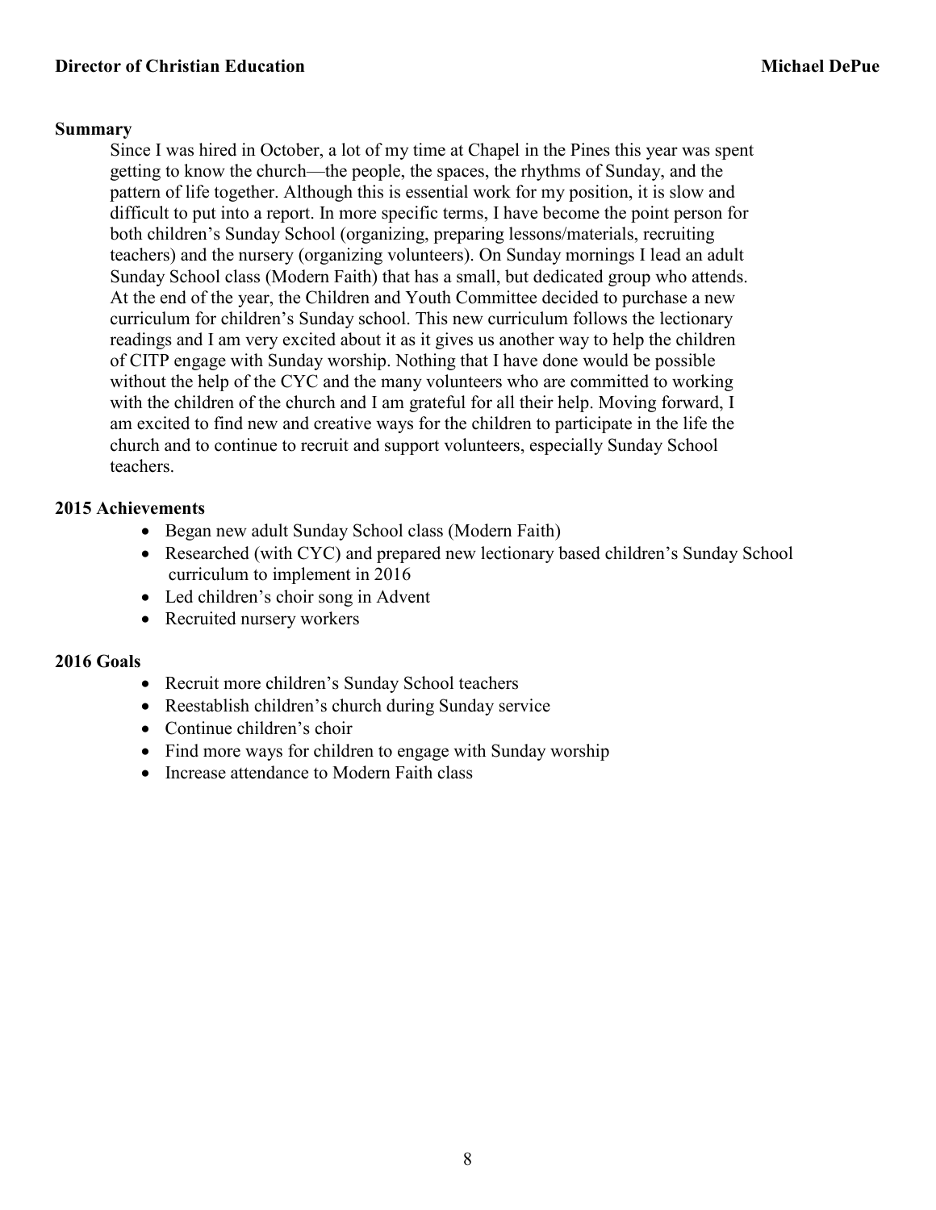**Director of Christian Education** **Michael DePue**

### Summary

Since I was hired in October, a lot of my time at Chapel in the Pines this year was spent getting to know the church—the people, the spaces, the rhythms of Sunday, and the pattern of life together. Although this is essential work for my position, it is slow and difficult to put into a report. In more specific terms, I have become the point person for both children's Sunday School (organizing, preparing lessons/materials, recruiting teachers) and the nursery (organizing volunteers). On Sunday mornings I lead an adult Sunday School class (Modern Faith) that has a small, but dedicated group who attends. At the end of the year, the Children and Youth Committee decided to purchase a new curriculum for children's Sunday school. This new curriculum follows the lectionary readings and I am very excited about it as it gives us another way to help the children of CITP engage with Sunday worship. Nothing that I have done would be possible without the help of the CYC and the many volunteers who are committed to working with the children of the church and I am grateful for all their help. Moving forward, I am excited to find new and creative ways for the children to participate in the life the church and to continue to recruit and support volunteers, especially Sunday School teachers.

### 2015 Achievements

- Began new adult Sunday School class (Modern Faith)
- Researched (with CYC) and prepared new lectionary based children's Sunday School curriculum to implement in 2016
- Led children's choir song in Advent
- Recruited nursery workers

### 2016 Goals

- Recruit more children's Sunday School teachers
- Reestablish children's church during Sunday service
- Continue children's choir
- Find more ways for children to engage with Sunday worship
- Increase attendance to Modern Faith class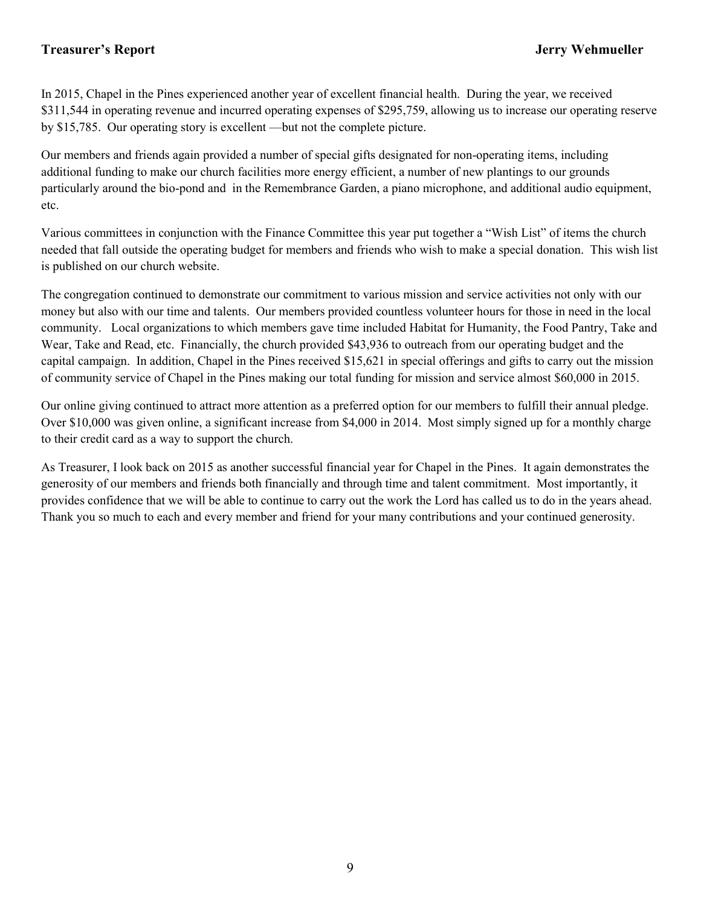## Treasurer's Report — Jerry Wehmueller

In 2015, Chapel in the Pines experienced another year of excellent financial health. During the year, we received $311,544 in operating revenue and incurred operating expenses of $295,759, allowing us to increase our operating reserve by $15,785. Our operating story is excellent —but not the complete picture.

Our members and friends again provided a number of special gifts designated for non-operating items, including additional funding to make our church facilities more energy efficient, a number of new plantings to our grounds particularly around the bio-pond and in the Remembrance Garden, a piano microphone, and additional audio equipment, etc.

Various committees in conjunction with the Finance Committee this year put together a "Wish List" of items the church needed that fall outside the operating budget for members and friends who wish to make a special donation. This wish list is published on our church website.

The congregation continued to demonstrate our commitment to various mission and service activities not only with our money but also with our time and talents. Our members provided countless volunteer hours for those in need in the local community. Local organizations to which members gave time included Habitat for Humanity, the Food Pantry, Take and Wear, Take and Read, etc. Financially, the church provided $43,936 to outreach from our operating budget and the capital campaign. In addition, Chapel in the Pines received $15,621 in special offerings and gifts to carry out the mission of community service of Chapel in the Pines making our total funding for mission and service almost $60,000 in 2015.

Our online giving continued to attract more attention as a preferred option for our members to fulfill their annual pledge. Over $10,000 was given online, a significant increase from $4,000 in 2014. Most simply signed up for a monthly charge to their credit card as a way to support the church.

As Treasurer, I look back on 2015 as another successful financial year for Chapel in the Pines. It again demonstrates the generosity of our members and friends both financially and through time and talent commitment. Most importantly, it provides confidence that we will be able to continue to carry out the work the Lord has called us to do in the years ahead. Thank you so much to each and every member and friend for your many contributions and your continued generosity.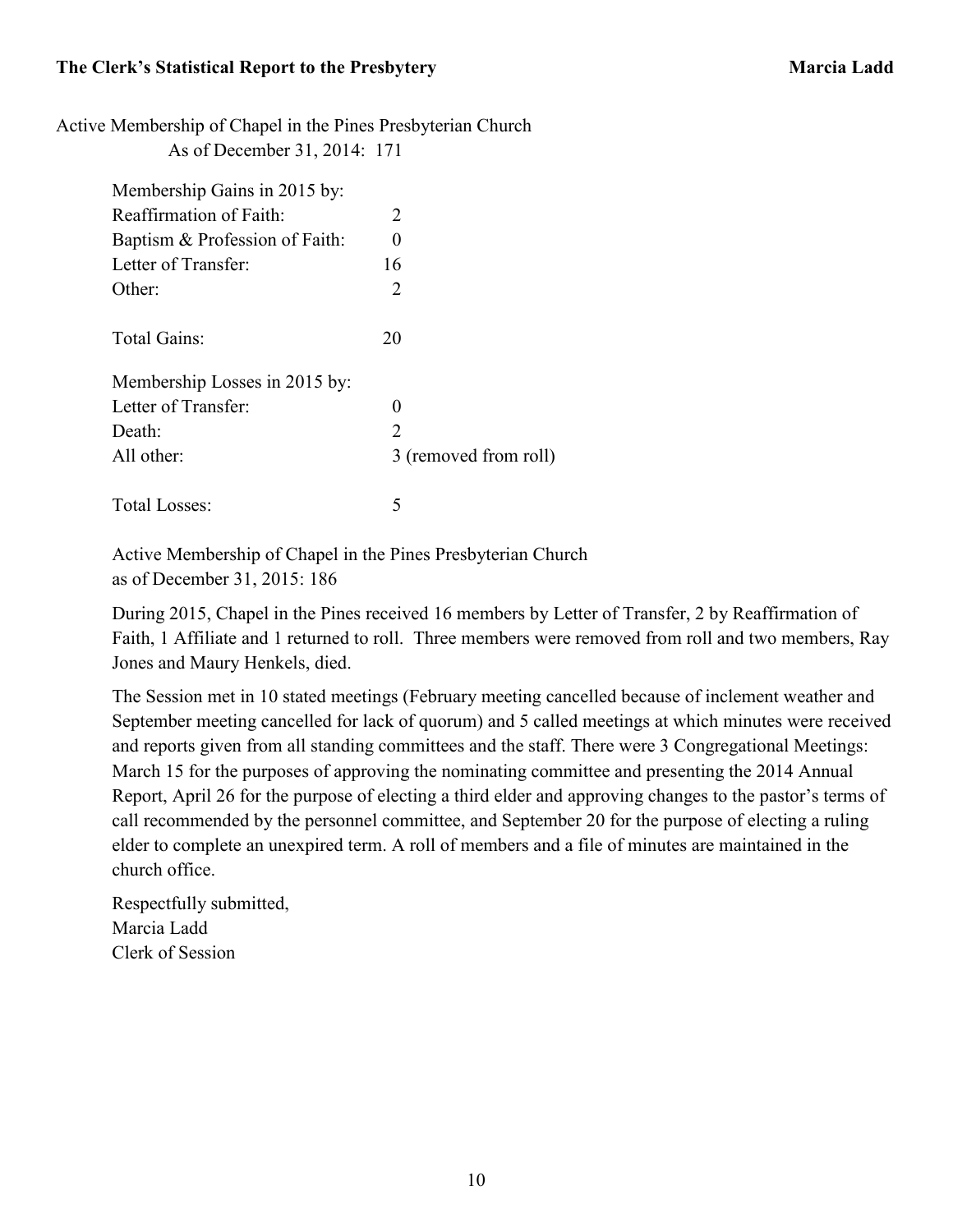## The Clerk's Statistical Report to the Presbytery — Marcia Ladd

Active Membership of Chapel in the Pines Presbyterian Church
As of December 31, 2014: 171

| Membership Gains in 2015 by: | |
|---|---|
| Reaffirmation of Faith: | 2 |
| Baptism & Profession of Faith: | 0 |
| Letter of Transfer: | 16 |
| Other: | 2 |
| Total Gains: | 20 |

| Membership Losses in 2015 by: | |
|---|---|
| Letter of Transfer: | 0 |
| Death: | 2 |
| All other: | 3 (removed from roll) |
| Total Losses: | 5 |

Active Membership of Chapel in the Pines Presbyterian Church
as of December 31, 2015: 186

During 2015, Chapel in the Pines received 16 members by Letter of Transfer, 2 by Reaffirmation of Faith, 1 Affiliate and 1 returned to roll. Three members were removed from roll and two members, Ray Jones and Maury Henkels, died.

The Session met in 10 stated meetings (February meeting cancelled because of inclement weather and September meeting cancelled for lack of quorum) and 5 called meetings at which minutes were received and reports given from all standing committees and the staff. There were 3 Congregational Meetings: March 15 for the purposes of approving the nominating committee and presenting the 2014 Annual Report, April 26 for the purpose of electing a third elder and approving changes to the pastor's terms of call recommended by the personnel committee, and September 20 for the purpose of electing a ruling elder to complete an unexpired term. A roll of members and a file of minutes are maintained in the church office.

Respectfully submitted,
Marcia Ladd
Clerk of Session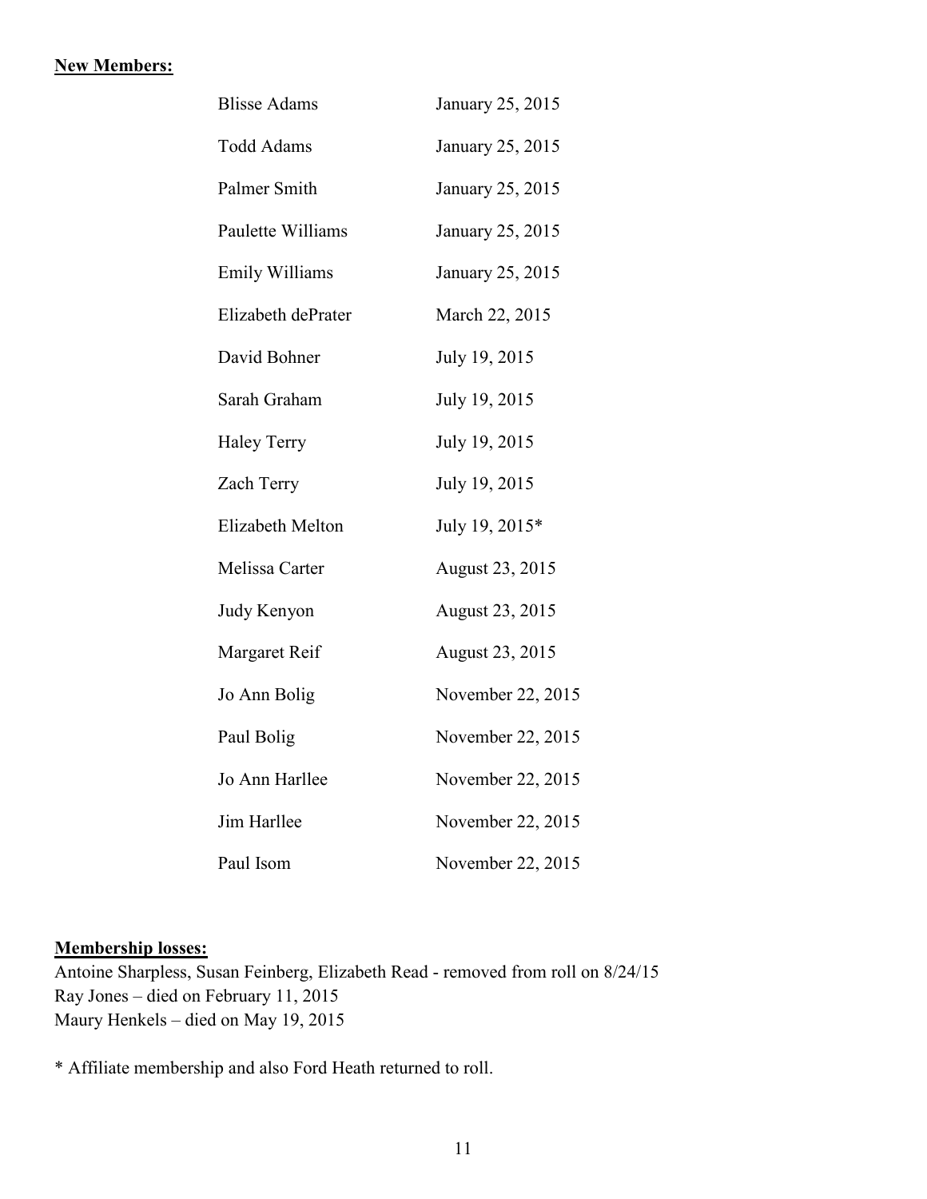**New Members:**

| | |
|---|---|
| Blisse Adams | January 25, 2015 |
| Todd Adams | January 25, 2015 |
| Palmer Smith | January 25, 2015 |
| Paulette Williams | January 25, 2015 |
| Emily Williams | January 25, 2015 |
| Elizabeth dePrater | March 22, 2015 |
| David Bohner | July 19, 2015 |
| Sarah Graham | July 19, 2015 |
| Haley Terry | July 19, 2015 |
| Zach Terry | July 19, 2015 |
| Elizabeth Melton | July 19, 2015* |
| Melissa Carter | August 23, 2015 |
| Judy Kenyon | August 23, 2015 |
| Margaret Reif | August 23, 2015 |
| Jo Ann Bolig | November 22, 2015 |
| Paul Bolig | November 22, 2015 |
| Jo Ann Harllee | November 22, 2015 |
| Jim Harllee | November 22, 2015 |
| Paul Isom | November 22, 2015 |

**Membership losses:**

Antoine Sharpless, Susan Feinberg, Elizabeth Read - removed from roll on 8/24/15
Ray Jones – died on February 11, 2015
Maury Henkels – died on May 19, 2015

* Affiliate membership and also Ford Heath returned to roll.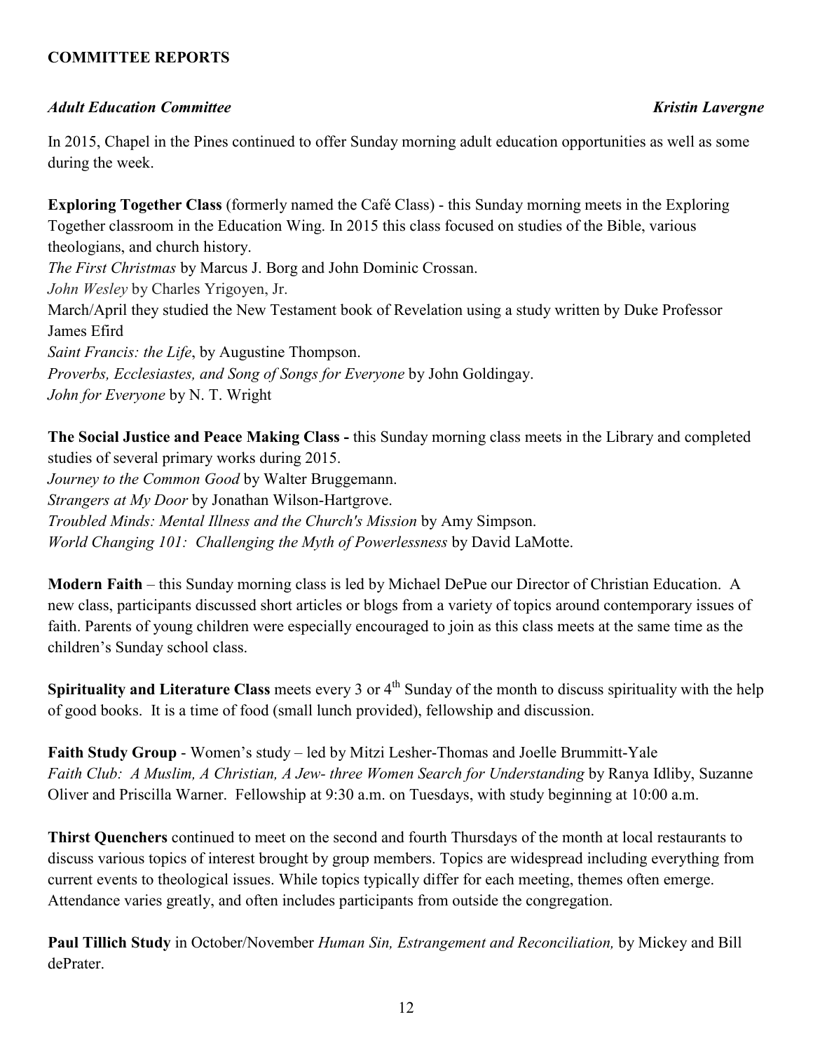## COMMITTEE REPORTS

### *Adult Education Committee* — *Kristin Lavergne*

In 2015, Chapel in the Pines continued to offer Sunday morning adult education opportunities as well as some during the week.

**Exploring Together Class** (formerly named the Café Class) - this Sunday morning meets in the Exploring Together classroom in the Education Wing. In 2015 this class focused on studies of the Bible, various theologians, and church history.
*The First Christmas* by Marcus J. Borg and John Dominic Crossan.
*John Wesley* by Charles Yrigoyen, Jr.
March/April they studied the New Testament book of Revelation using a study written by Duke Professor James Efird
*Saint Francis: the Life*, by Augustine Thompson.
*Proverbs, Ecclesiastes, and Song of Songs for Everyone* by John Goldingay.
*John for Everyone* by N. T. Wright

**The Social Justice and Peace Making Class -** this Sunday morning class meets in the Library and completed studies of several primary works during 2015.
*Journey to the Common Good* by Walter Bruggemann.
*Strangers at My Door* by Jonathan Wilson-Hartgrove.
*Troubled Minds: Mental Illness and the Church's Mission* by Amy Simpson.
*World Changing 101: Challenging the Myth of Powerlessness* by David LaMotte.

**Modern Faith** – this Sunday morning class is led by Michael DePue our Director of Christian Education. A new class, participants discussed short articles or blogs from a variety of topics around contemporary issues of faith. Parents of young children were especially encouraged to join as this class meets at the same time as the children's Sunday school class.

**Spirituality and Literature Class** meets every 3 or 4th Sunday of the month to discuss spirituality with the help of good books. It is a time of food (small lunch provided), fellowship and discussion.

**Faith Study Group** - Women's study – led by Mitzi Lesher-Thomas and Joelle Brummitt-Yale
*Faith Club: A Muslim, A Christian, A Jew- three Women Search for Understanding* by Ranya Idliby, Suzanne Oliver and Priscilla Warner. Fellowship at 9:30 a.m. on Tuesdays, with study beginning at 10:00 a.m.

**Thirst Quenchers** continued to meet on the second and fourth Thursdays of the month at local restaurants to discuss various topics of interest brought by group members. Topics are widespread including everything from current events to theological issues. While topics typically differ for each meeting, themes often emerge. Attendance varies greatly, and often includes participants from outside the congregation.

**Paul Tillich Study** in October/November *Human Sin, Estrangement and Reconciliation,* by Mickey and Bill dePrater.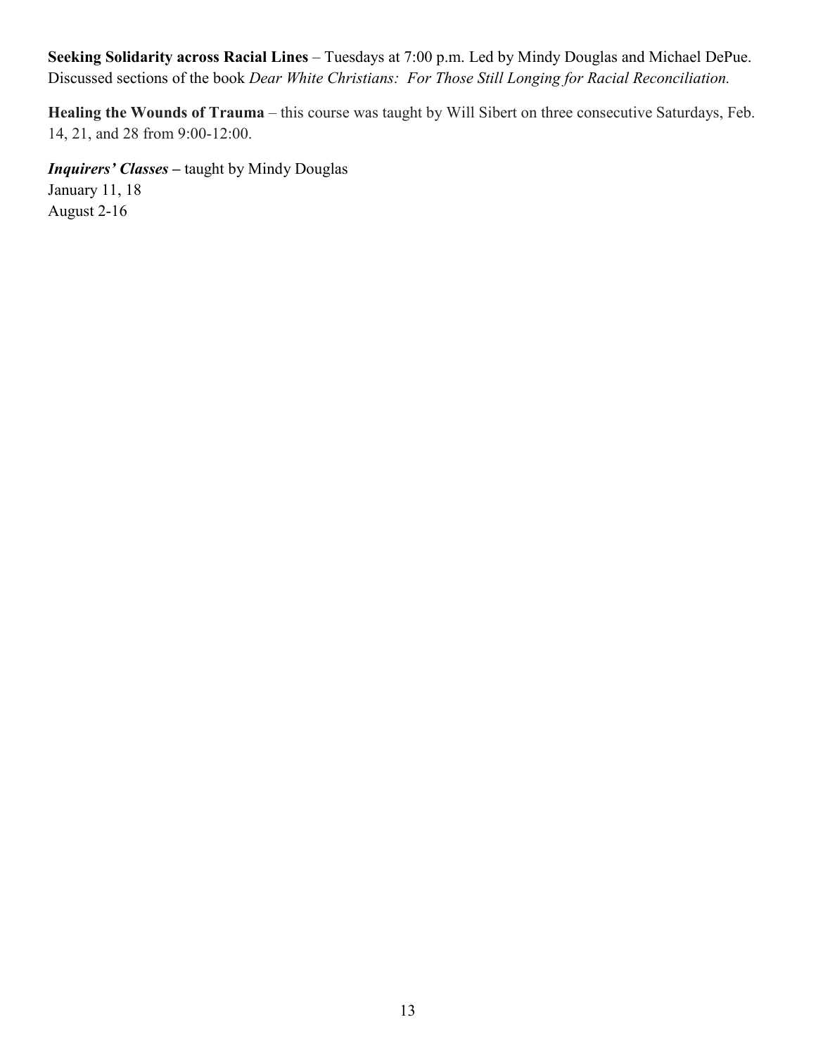**Seeking Solidarity across Racial Lines** – Tuesdays at 7:00 p.m. Led by Mindy Douglas and Michael DePue. Discussed sections of the book *Dear White Christians: For Those Still Longing for Racial Reconciliation.*

**Healing the Wounds of Trauma** – this course was taught by Will Sibert on three consecutive Saturdays, Feb. 14, 21, and 28 from 9:00-12:00.

***Inquirers' Classes*** **–** taught by Mindy Douglas
January 11, 18
August 2-16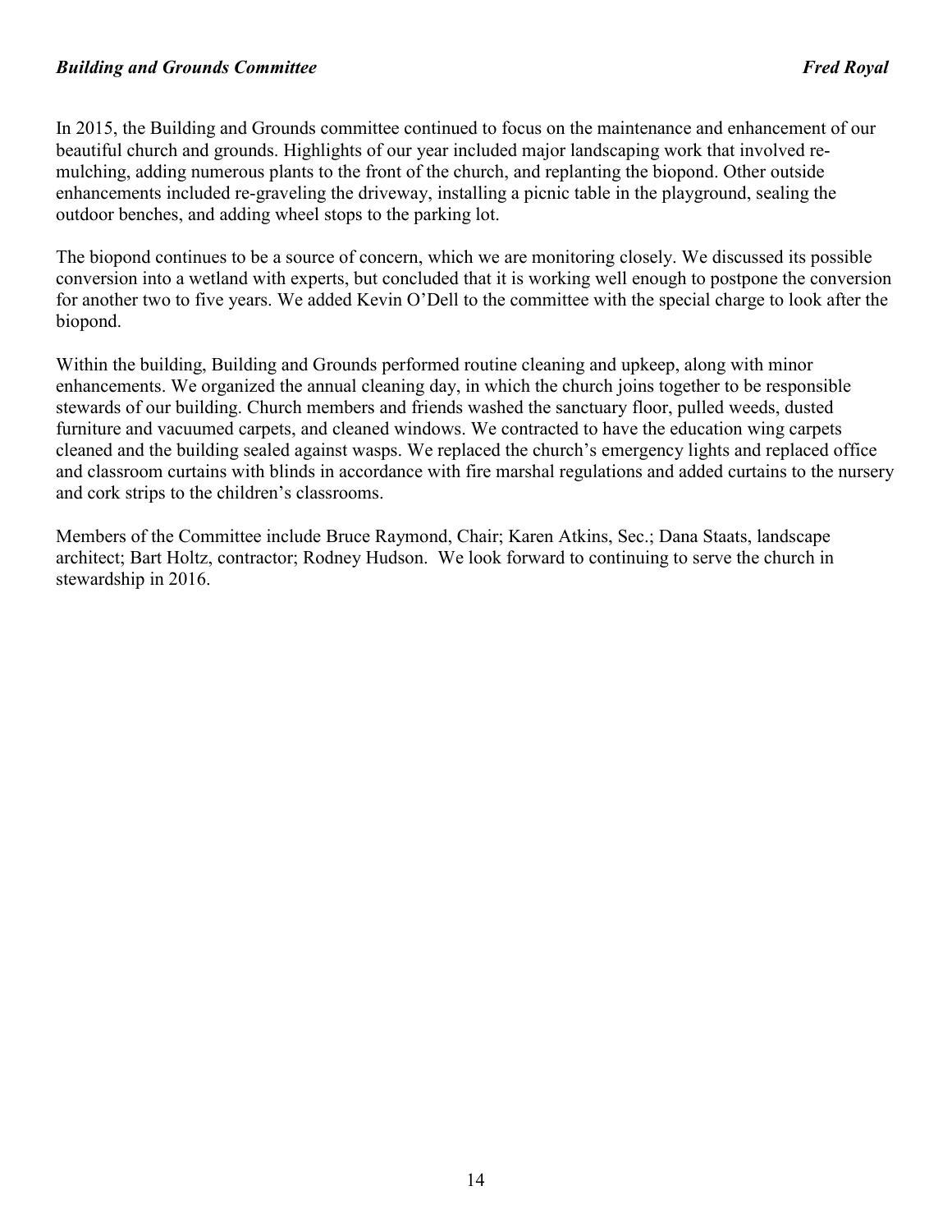### ***Building and Grounds Committee*** ***Fred Royal***

In 2015, the Building and Grounds committee continued to focus on the maintenance and enhancement of our beautiful church and grounds. Highlights of our year included major landscaping work that involved re-mulching, adding numerous plants to the front of the church, and replanting the biopond. Other outside enhancements included re-graveling the driveway, installing a picnic table in the playground, sealing the outdoor benches, and adding wheel stops to the parking lot.

The biopond continues to be a source of concern, which we are monitoring closely. We discussed its possible conversion into a wetland with experts, but concluded that it is working well enough to postpone the conversion for another two to five years. We added Kevin O'Dell to the committee with the special charge to look after the biopond.

Within the building, Building and Grounds performed routine cleaning and upkeep, along with minor enhancements. We organized the annual cleaning day, in which the church joins together to be responsible stewards of our building. Church members and friends washed the sanctuary floor, pulled weeds, dusted furniture and vacuumed carpets, and cleaned windows. We contracted to have the education wing carpets cleaned and the building sealed against wasps. We replaced the church's emergency lights and replaced office and classroom curtains with blinds in accordance with fire marshal regulations and added curtains to the nursery and cork strips to the children's classrooms.

Members of the Committee include Bruce Raymond, Chair; Karen Atkins, Sec.; Dana Staats, landscape architect; Bart Holtz, contractor; Rodney Hudson. We look forward to continuing to serve the church in stewardship in 2016.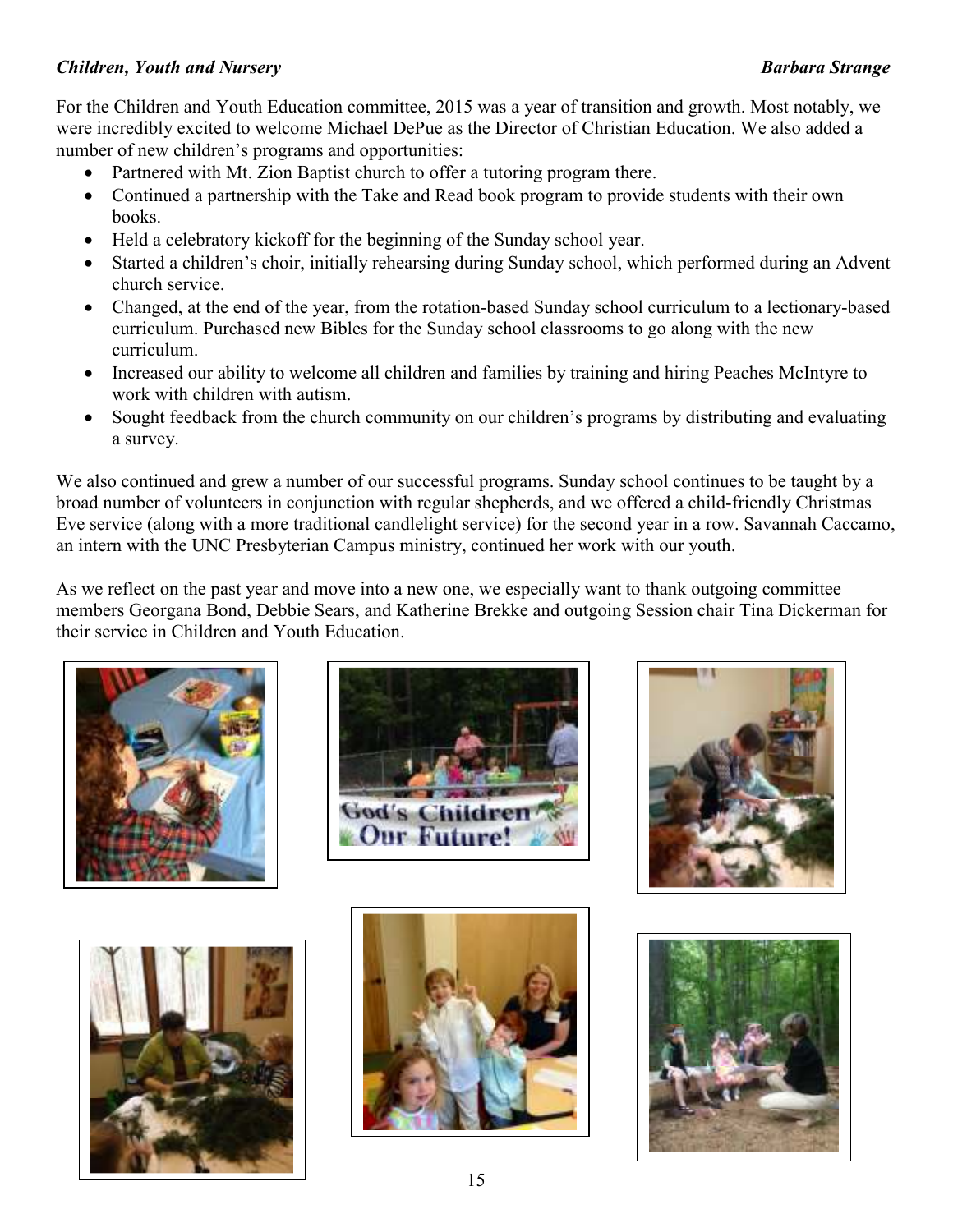***Children, Youth and Nursery*** ***Barbara Strange***

For the Children and Youth Education committee, 2015 was a year of transition and growth. Most notably, we were incredibly excited to welcome Michael DePue as the Director of Christian Education. We also added a number of new children's programs and opportunities:

- Partnered with Mt. Zion Baptist church to offer a tutoring program there.
- Continued a partnership with the Take and Read book program to provide students with their own books.
- Held a celebratory kickoff for the beginning of the Sunday school year.
- Started a children's choir, initially rehearsing during Sunday school, which performed during an Advent church service.
- Changed, at the end of the year, from the rotation-based Sunday school curriculum to a lectionary-based curriculum. Purchased new Bibles for the Sunday school classrooms to go along with the new curriculum.
- Increased our ability to welcome all children and families by training and hiring Peaches McIntyre to work with children with autism.
- Sought feedback from the church community on our children's programs by distributing and evaluating a survey.

We also continued and grew a number of our successful programs. Sunday school continues to be taught by a broad number of volunteers in conjunction with regular shepherds, and we offered a child-friendly Christmas Eve service (along with a more traditional candlelight service) for the second year in a row. Savannah Caccamo, an intern with the UNC Presbyterian Campus ministry, continued her work with our youth.

As we reflect on the past year and move into a new one, we especially want to thank outgoing committee members Georgana Bond, Debbie Sears, and Katherine Brekke and outgoing Session chair Tina Dickerman for their service in Children and Youth Education.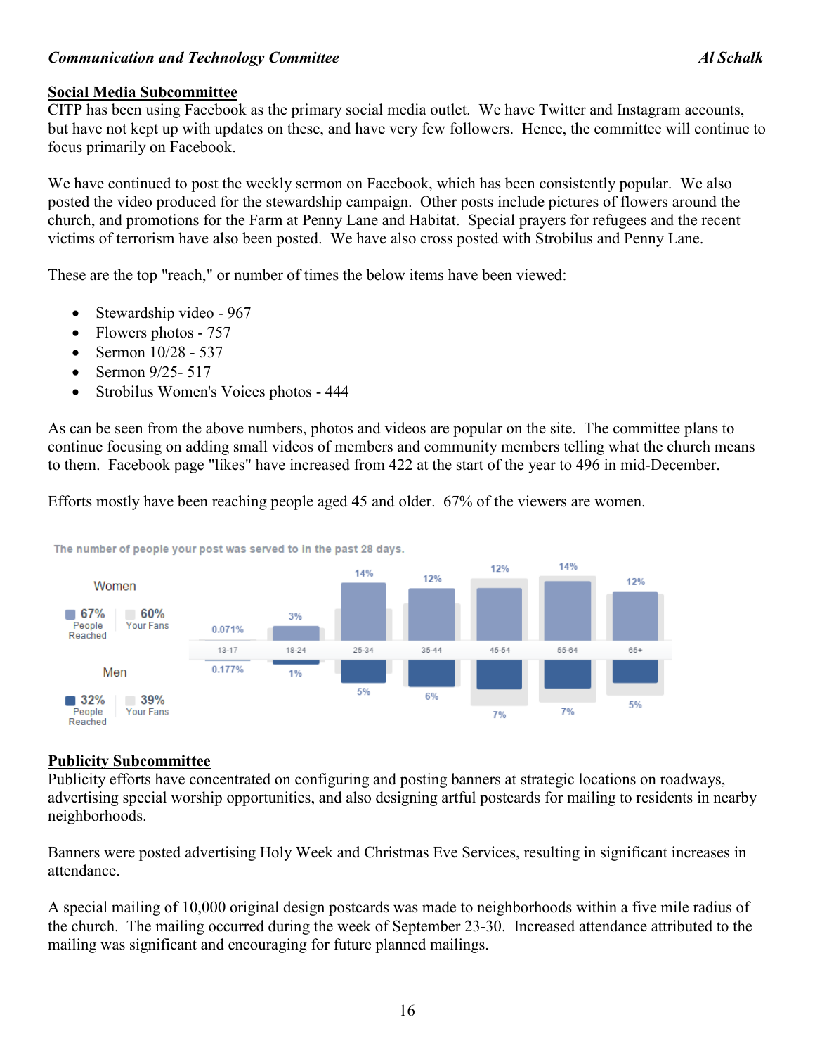***Communication and Technology Committee*** ***Al Schalk***

**Social Media Subcommittee**

CITP has been using Facebook as the primary social media outlet. We have Twitter and Instagram accounts, but have not kept up with updates on these, and have very few followers. Hence, the committee will continue to focus primarily on Facebook.

We have continued to post the weekly sermon on Facebook, which has been consistently popular. We also posted the video produced for the stewardship campaign. Other posts include pictures of flowers around the church, and promotions for the Farm at Penny Lane and Habitat. Special prayers for refugees and the recent victims of terrorism have also been posted. We have also cross posted with Strobilus and Penny Lane.

These are the top "reach," or number of times the below items have been viewed:

- Stewardship video - 967
- Flowers photos - 757
- Sermon 10/28 - 537
- Sermon 9/25- 517
- Strobilus Women's Voices photos - 444

As can be seen from the above numbers, photos and videos are popular on the site. The committee plans to continue focusing on adding small videos of members and community members telling what the church means to them. Facebook page "likes" have increased from 422 at the start of the year to 496 in mid-December.

Efforts mostly have been reaching people aged 45 and older. 67% of the viewers are women.

The number of people your post was served to in the past 28 days.

| | People Reached | Your Fans | 13-17 | 18-24 | 25-34 | 35-44 | 45-54 | 55-64 | 65+ |
|---|---|---|---|---|---|---|---|---|---|
| Women | 67% | 60% | 0.071% | 3% | 14% | 12% | 12% | 14% | 12% |
| Men | 32% | 39% | 0.177% | 1% | 5% | 6% | 7% | 7% | 5% |

**Publicity Subcommittee**

Publicity efforts have concentrated on configuring and posting banners at strategic locations on roadways, advertising special worship opportunities, and also designing artful postcards for mailing to residents in nearby neighborhoods.

Banners were posted advertising Holy Week and Christmas Eve Services, resulting in significant increases in attendance.

A special mailing of 10,000 original design postcards was made to neighborhoods within a five mile radius of the church. The mailing occurred during the week of September 23-30. Increased attendance attributed to the mailing was significant and encouraging for future planned mailings.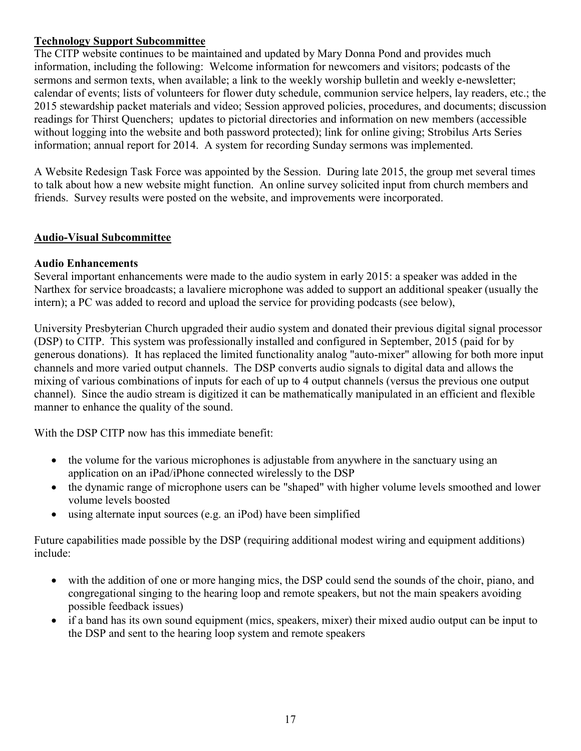**Technology Support Subcommittee**

The CITP website continues to be maintained and updated by Mary Donna Pond and provides much information, including the following: Welcome information for newcomers and visitors; podcasts of the sermons and sermon texts, when available; a link to the weekly worship bulletin and weekly e-newsletter; calendar of events; lists of volunteers for flower duty schedule, communion service helpers, lay readers, etc.; the 2015 stewardship packet materials and video; Session approved policies, procedures, and documents; discussion readings for Thirst Quenchers; updates to pictorial directories and information on new members (accessible without logging into the website and both password protected); link for online giving; Strobilus Arts Series information; annual report for 2014. A system for recording Sunday sermons was implemented.

A Website Redesign Task Force was appointed by the Session. During late 2015, the group met several times to talk about how a new website might function. An online survey solicited input from church members and friends. Survey results were posted on the website, and improvements were incorporated.

**Audio-Visual Subcommittee**

**Audio Enhancements**

Several important enhancements were made to the audio system in early 2015: a speaker was added in the Narthex for service broadcasts; a lavaliere microphone was added to support an additional speaker (usually the intern); a PC was added to record and upload the service for providing podcasts (see below),

University Presbyterian Church upgraded their audio system and donated their previous digital signal processor (DSP) to CITP. This system was professionally installed and configured in September, 2015 (paid for by generous donations). It has replaced the limited functionality analog "auto-mixer" allowing for both more input channels and more varied output channels. The DSP converts audio signals to digital data and allows the mixing of various combinations of inputs for each of up to 4 output channels (versus the previous one output channel). Since the audio stream is digitized it can be mathematically manipulated in an efficient and flexible manner to enhance the quality of the sound.

With the DSP CITP now has this immediate benefit:

- the volume for the various microphones is adjustable from anywhere in the sanctuary using an application on an iPad/iPhone connected wirelessly to the DSP
- the dynamic range of microphone users can be "shaped" with higher volume levels smoothed and lower volume levels boosted
- using alternate input sources (e.g. an iPod) have been simplified

Future capabilities made possible by the DSP (requiring additional modest wiring and equipment additions) include:

- with the addition of one or more hanging mics, the DSP could send the sounds of the choir, piano, and congregational singing to the hearing loop and remote speakers, but not the main speakers avoiding possible feedback issues)
- if a band has its own sound equipment (mics, speakers, mixer) their mixed audio output can be input to the DSP and sent to the hearing loop system and remote speakers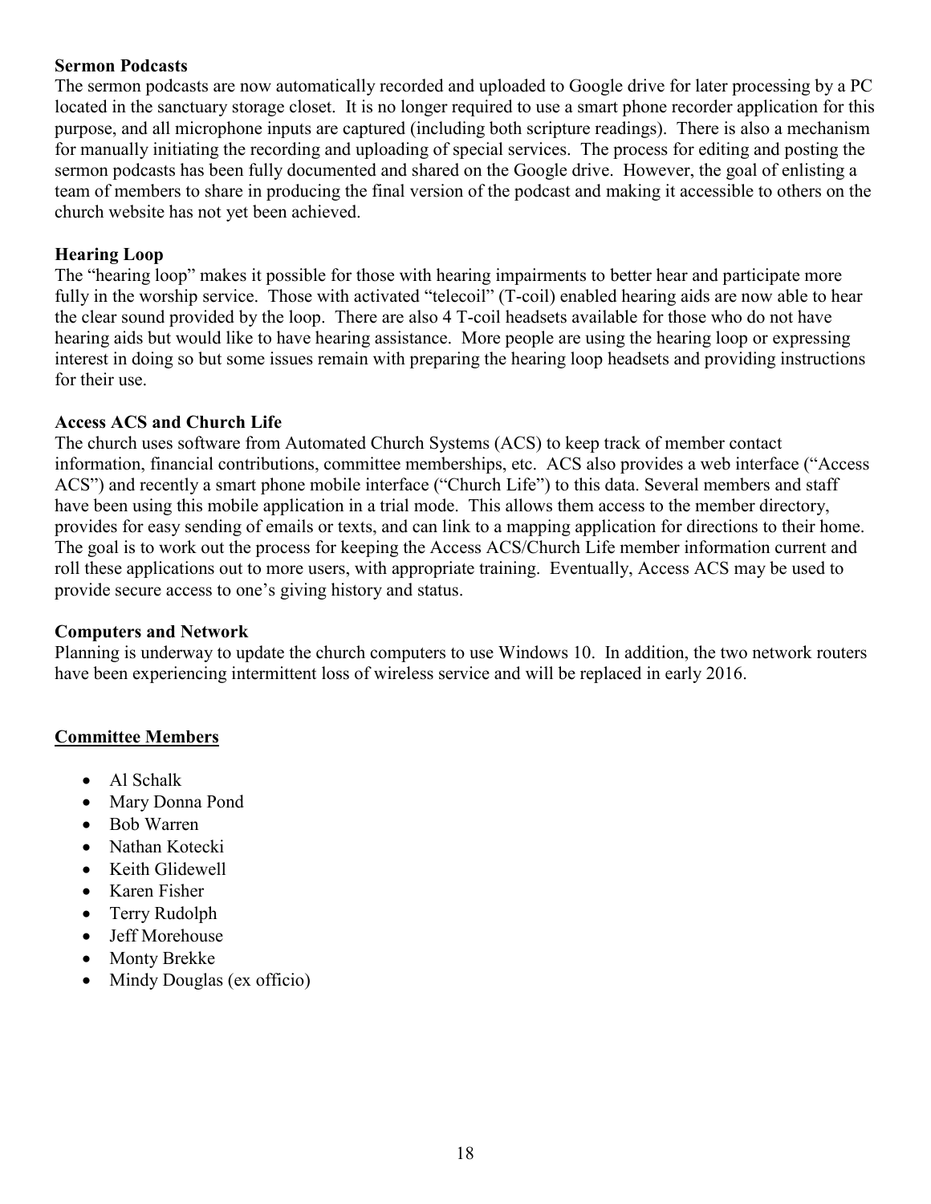**Sermon Podcasts**

The sermon podcasts are now automatically recorded and uploaded to Google drive for later processing by a PC located in the sanctuary storage closet. It is no longer required to use a smart phone recorder application for this purpose, and all microphone inputs are captured (including both scripture readings). There is also a mechanism for manually initiating the recording and uploading of special services. The process for editing and posting the sermon podcasts has been fully documented and shared on the Google drive. However, the goal of enlisting a team of members to share in producing the final version of the podcast and making it accessible to others on the church website has not yet been achieved.

**Hearing Loop**

The "hearing loop" makes it possible for those with hearing impairments to better hear and participate more fully in the worship service. Those with activated "telecoil" (T-coil) enabled hearing aids are now able to hear the clear sound provided by the loop. There are also 4 T-coil headsets available for those who do not have hearing aids but would like to have hearing assistance. More people are using the hearing loop or expressing interest in doing so but some issues remain with preparing the hearing loop headsets and providing instructions for their use.

**Access ACS and Church Life**

The church uses software from Automated Church Systems (ACS) to keep track of member contact information, financial contributions, committee memberships, etc. ACS also provides a web interface ("Access ACS") and recently a smart phone mobile interface ("Church Life") to this data. Several members and staff have been using this mobile application in a trial mode. This allows them access to the member directory, provides for easy sending of emails or texts, and can link to a mapping application for directions to their home. The goal is to work out the process for keeping the Access ACS/Church Life member information current and roll these applications out to more users, with appropriate training. Eventually, Access ACS may be used to provide secure access to one's giving history and status.

**Computers and Network**

Planning is underway to update the church computers to use Windows 10. In addition, the two network routers have been experiencing intermittent loss of wireless service and will be replaced in early 2016.

## Committee Members

- Al Schalk
- Mary Donna Pond
- Bob Warren
- Nathan Kotecki
- Keith Glidewell
- Karen Fisher
- Terry Rudolph
- Jeff Morehouse
- Monty Brekke
- Mindy Douglas (ex officio)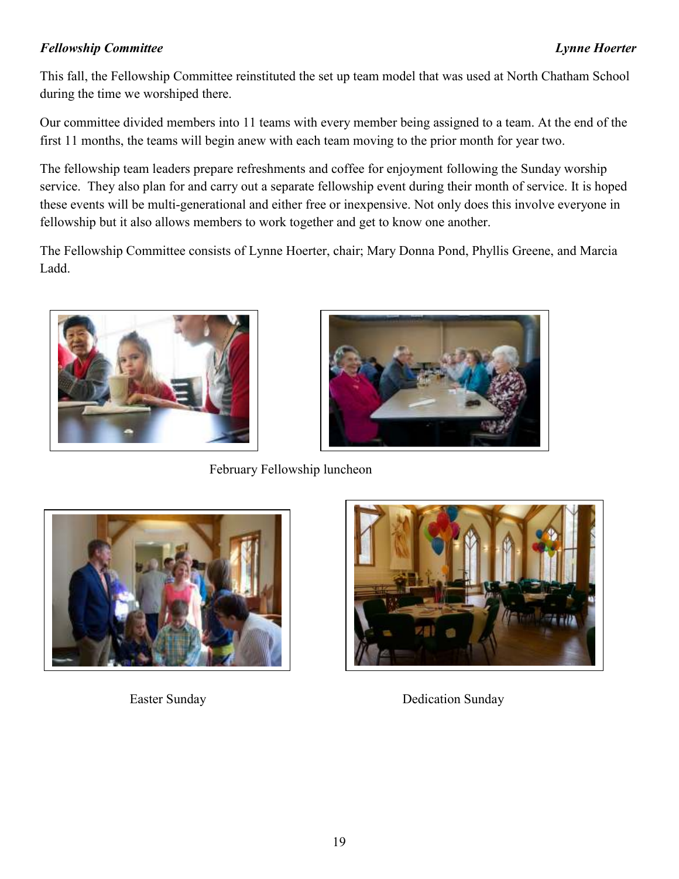***Fellowship Committee*** ***Lynne Hoerter***

This fall, the Fellowship Committee reinstituted the set up team model that was used at North Chatham School during the time we worshiped there.

Our committee divided members into 11 teams with every member being assigned to a team. At the end of the first 11 months, the teams will begin anew with each team moving to the prior month for year two.

The fellowship team leaders prepare refreshments and coffee for enjoyment following the Sunday worship service. They also plan for and carry out a separate fellowship event during their month of service. It is hoped these events will be multi-generational and either free or inexpensive. Not only does this involve everyone in fellowship but it also allows members to work together and get to know one another.

The Fellowship Committee consists of Lynne Hoerter, chair; Mary Donna Pond, Phyllis Greene, and Marcia Ladd.

February Fellowship luncheon

Easter Sunday

Dedication Sunday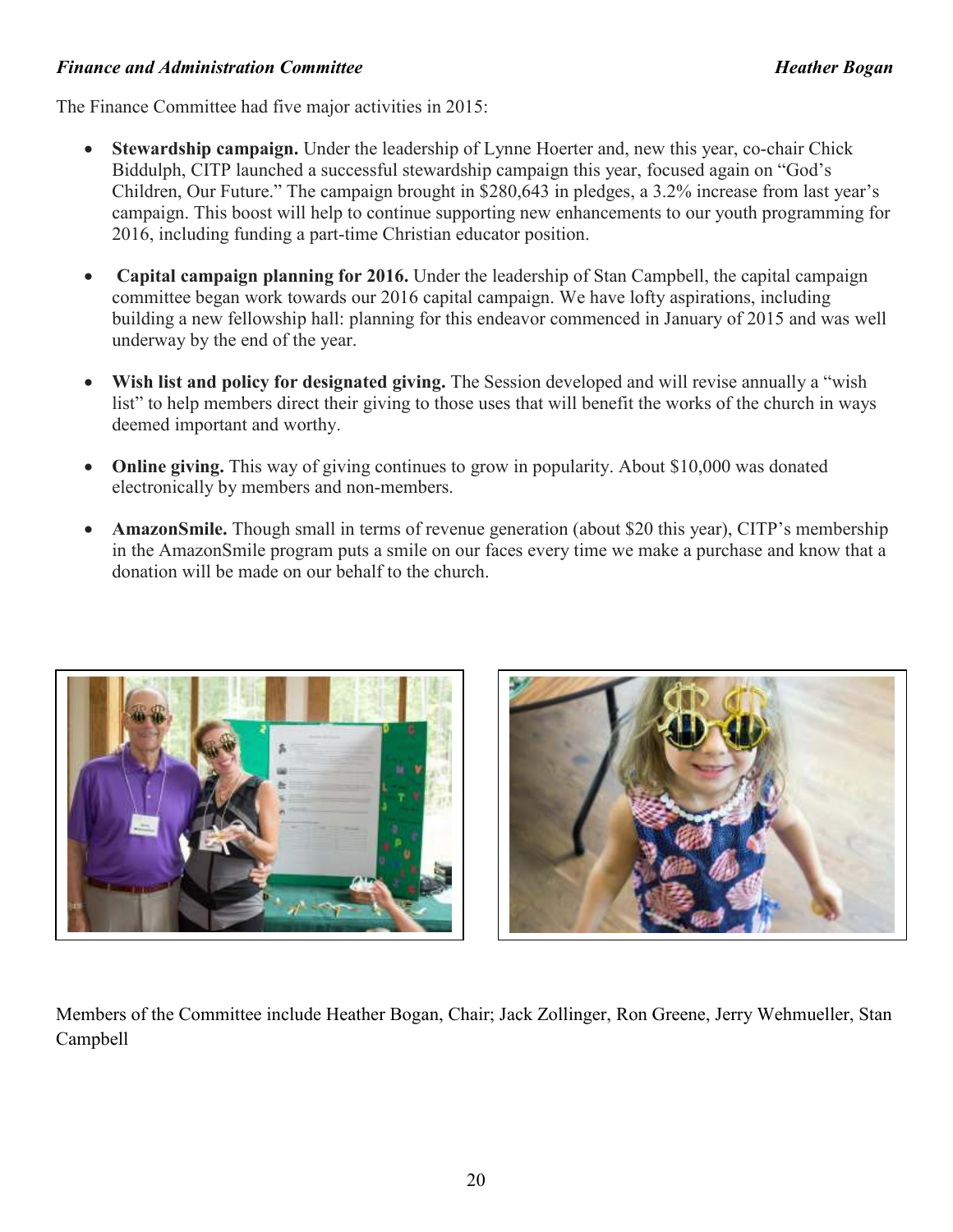***Finance and Administration Committee*** ***Heather Bogan***

The Finance Committee had five major activities in 2015:

- **Stewardship campaign.** Under the leadership of Lynne Hoerter and, new this year, co-chair Chick Biddulph, CITP launched a successful stewardship campaign this year, focused again on "God's Children, Our Future." The campaign brought in $280,643 in pledges, a 3.2% increase from last year's campaign. This boost will help to continue supporting new enhancements to our youth programming for 2016, including funding a part-time Christian educator position.
- **Capital campaign planning for 2016.** Under the leadership of Stan Campbell, the capital campaign committee began work towards our 2016 capital campaign. We have lofty aspirations, including building a new fellowship hall: planning for this endeavor commenced in January of 2015 and was well underway by the end of the year.
- **Wish list and policy for designated giving.** The Session developed and will revise annually a "wish list" to help members direct their giving to those uses that will benefit the works of the church in ways deemed important and worthy.
- **Online giving.** This way of giving continues to grow in popularity. About $10,000 was donated electronically by members and non-members.
- **AmazonSmile.** Though small in terms of revenue generation (about $20 this year), CITP's membership in the AmazonSmile program puts a smile on our faces every time we make a purchase and know that a donation will be made on our behalf to the church.

Members of the Committee include Heather Bogan, Chair; Jack Zollinger, Ron Greene, Jerry Wehmueller, Stan Campbell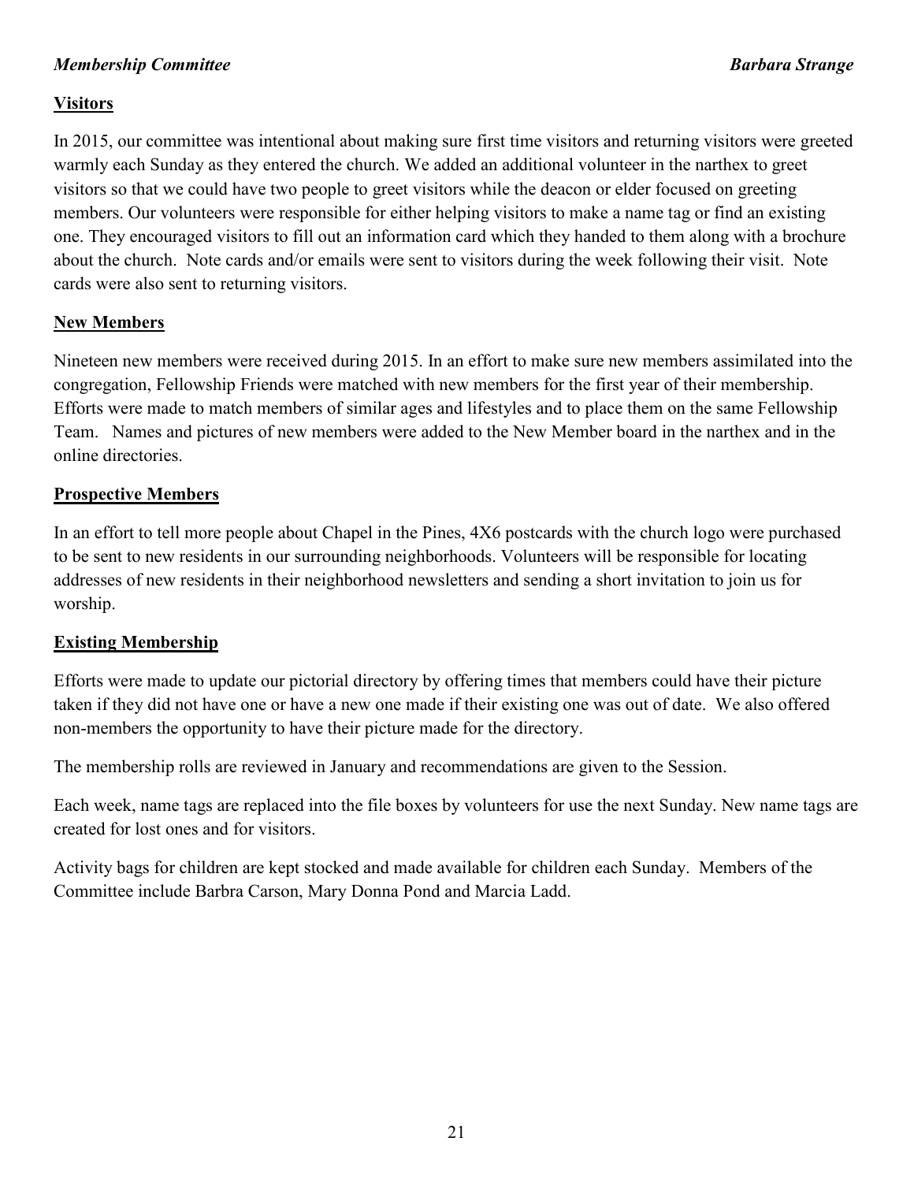***Membership Committee*** ***Barbara Strange***

**Visitors**

In 2015, our committee was intentional about making sure first time visitors and returning visitors were greeted warmly each Sunday as they entered the church. We added an additional volunteer in the narthex to greet visitors so that we could have two people to greet visitors while the deacon or elder focused on greeting members. Our volunteers were responsible for either helping visitors to make a name tag or find an existing one. They encouraged visitors to fill out an information card which they handed to them along with a brochure about the church. Note cards and/or emails were sent to visitors during the week following their visit. Note cards were also sent to returning visitors.

**New Members**

Nineteen new members were received during 2015. In an effort to make sure new members assimilated into the congregation, Fellowship Friends were matched with new members for the first year of their membership. Efforts were made to match members of similar ages and lifestyles and to place them on the same Fellowship Team. Names and pictures of new members were added to the New Member board in the narthex and in the online directories.

**Prospective Members**

In an effort to tell more people about Chapel in the Pines, 4X6 postcards with the church logo were purchased to be sent to new residents in our surrounding neighborhoods. Volunteers will be responsible for locating addresses of new residents in their neighborhood newsletters and sending a short invitation to join us for worship.

**Existing Membership**

Efforts were made to update our pictorial directory by offering times that members could have their picture taken if they did not have one or have a new one made if their existing one was out of date. We also offered non-members the opportunity to have their picture made for the directory.

The membership rolls are reviewed in January and recommendations are given to the Session.

Each week, name tags are replaced into the file boxes by volunteers for use the next Sunday. New name tags are created for lost ones and for visitors.

Activity bags for children are kept stocked and made available for children each Sunday. Members of the Committee include Barbra Carson, Mary Donna Pond and Marcia Ladd.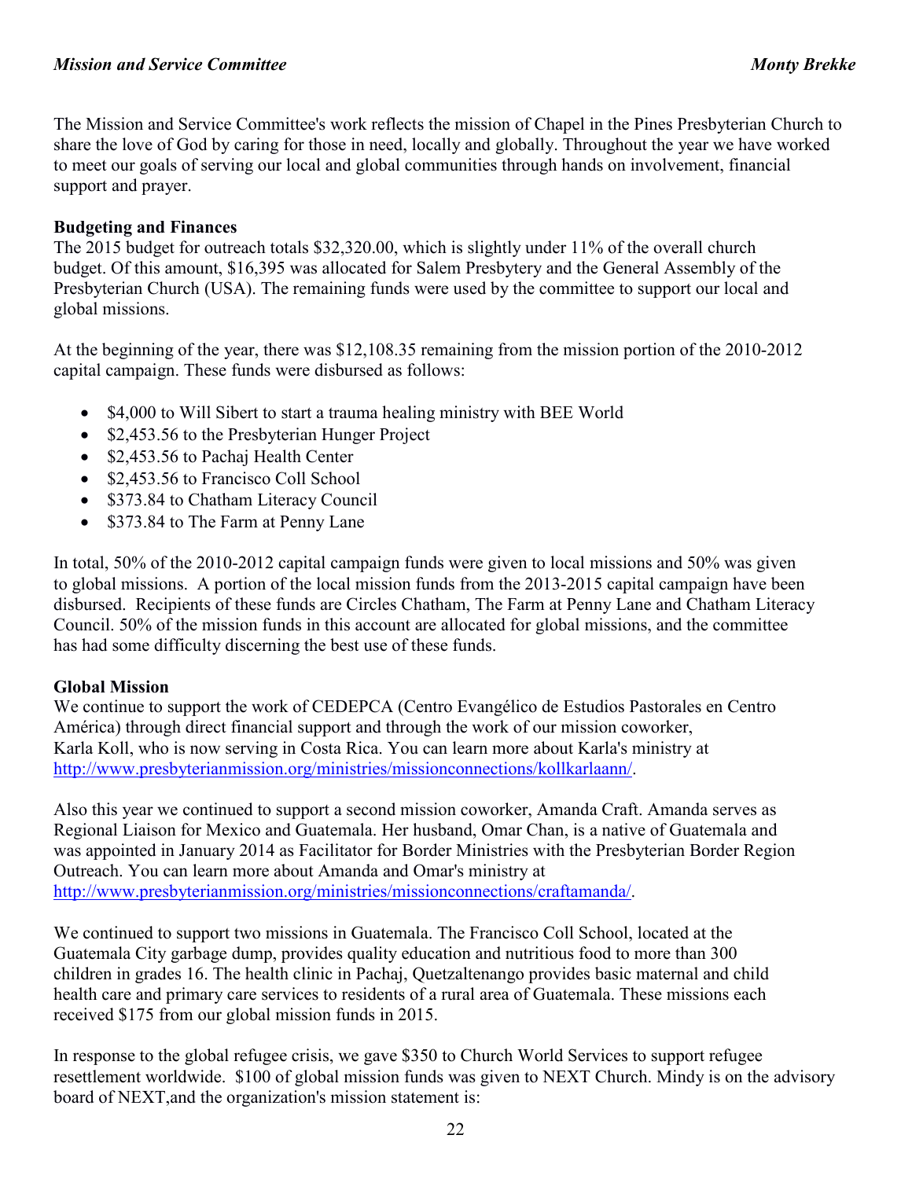*Mission and Service Committee* *Monty Brekke*

The Mission and Service Committee's work reflects the mission of Chapel in the Pines Presbyterian Church to share the love of God by caring for those in need, locally and globally. Throughout the year we have worked to meet our goals of serving our local and global communities through hands on involvement, financial support and prayer.

**Budgeting and Finances**

The 2015 budget for outreach totals $32,320.00, which is slightly under 11% of the overall church budget. Of this amount, $16,395 was allocated for Salem Presbytery and the General Assembly of the Presbyterian Church (USA). The remaining funds were used by the committee to support our local and global missions.

At the beginning of the year, there was $12,108.35 remaining from the mission portion of the 2010-2012 capital campaign. These funds were disbursed as follows:

- $4,000 to Will Sibert to start a trauma healing ministry with BEE World
- $2,453.56 to the Presbyterian Hunger Project
- $2,453.56 to Pachaj Health Center
- $2,453.56 to Francisco Coll School
- $373.84 to Chatham Literacy Council
- $373.84 to The Farm at Penny Lane

In total, 50% of the 2010-2012 capital campaign funds were given to local missions and 50% was given to global missions. A portion of the local mission funds from the 2013-2015 capital campaign have been disbursed. Recipients of these funds are Circles Chatham, The Farm at Penny Lane and Chatham Literacy Council. 50% of the mission funds in this account are allocated for global missions, and the committee has had some difficulty discerning the best use of these funds.

**Global Mission**

We continue to support the work of CEDEPCA (Centro Evangélico de Estudios Pastorales en Centro América) through direct financial support and through the work of our mission coworker, Karla Koll, who is now serving in Costa Rica. You can learn more about Karla's ministry at http://www.presbyterianmission.org/ministries/missionconnections/kollkarlaann/.

Also this year we continued to support a second mission coworker, Amanda Craft. Amanda serves as Regional Liaison for Mexico and Guatemala. Her husband, Omar Chan, is a native of Guatemala and was appointed in January 2014 as Facilitator for Border Ministries with the Presbyterian Border Region Outreach. You can learn more about Amanda and Omar's ministry at http://www.presbyterianmission.org/ministries/missionconnections/craftamanda/.

We continued to support two missions in Guatemala. The Francisco Coll School, located at the Guatemala City garbage dump, provides quality education and nutritious food to more than 300 children in grades 16. The health clinic in Pachaj, Quetzaltenango provides basic maternal and child health care and primary care services to residents of a rural area of Guatemala. These missions each received $175 from our global mission funds in 2015.

In response to the global refugee crisis, we gave $350 to Church World Services to support refugee resettlement worldwide. $100 of global mission funds was given to NEXT Church. Mindy is on the advisory board of NEXT,and the organization's mission statement is: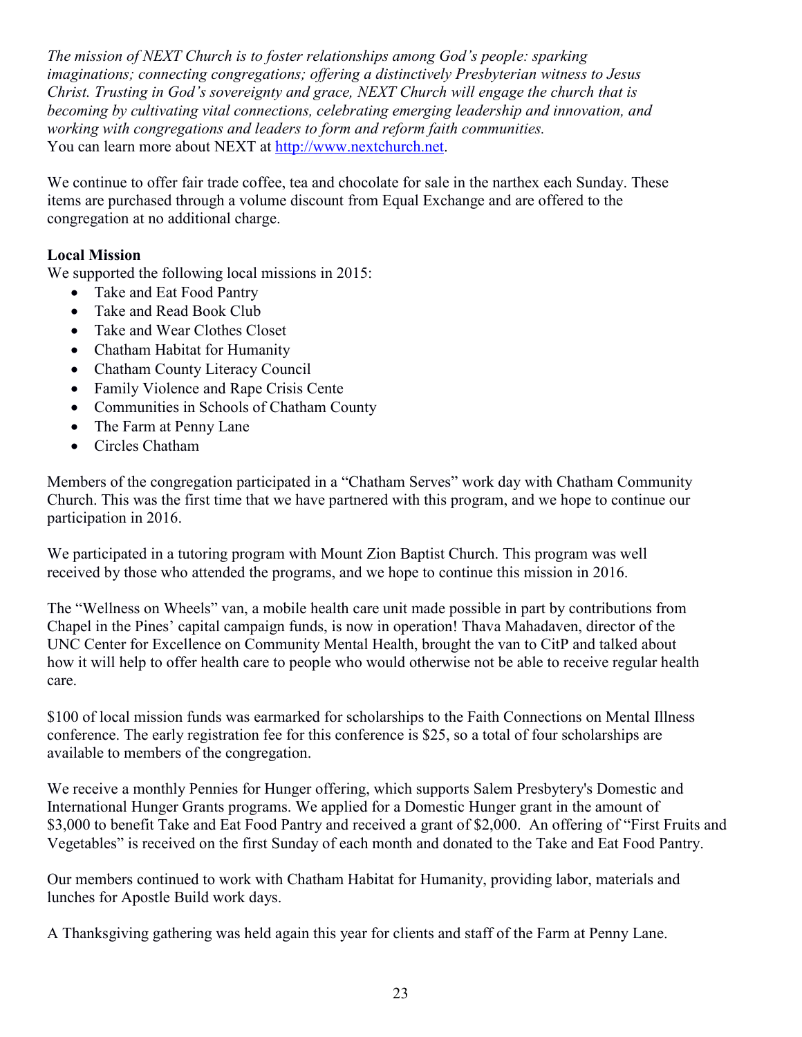*The mission of NEXT Church is to foster relationships among God's people: sparking imaginations; connecting congregations; offering a distinctively Presbyterian witness to Jesus Christ. Trusting in God's sovereignty and grace, NEXT Church will engage the church that is becoming by cultivating vital connections, celebrating emerging leadership and innovation, and working with congregations and leaders to form and reform faith communities.*
You can learn more about NEXT at http://www.nextchurch.net.

We continue to offer fair trade coffee, tea and chocolate for sale in the narthex each Sunday. These items are purchased through a volume discount from Equal Exchange and are offered to the congregation at no additional charge.

**Local Mission**
We supported the following local missions in 2015:

- Take and Eat Food Pantry
- Take and Read Book Club
- Take and Wear Clothes Closet
- Chatham Habitat for Humanity
- Chatham County Literacy Council
- Family Violence and Rape Crisis Cente
- Communities in Schools of Chatham County
- The Farm at Penny Lane
- Circles Chatham

Members of the congregation participated in a "Chatham Serves" work day with Chatham Community Church. This was the first time that we have partnered with this program, and we hope to continue our participation in 2016.

We participated in a tutoring program with Mount Zion Baptist Church. This program was well received by those who attended the programs, and we hope to continue this mission in 2016.

The "Wellness on Wheels" van, a mobile health care unit made possible in part by contributions from Chapel in the Pines' capital campaign funds, is now in operation! Thava Mahadaven, director of the UNC Center for Excellence on Community Mental Health, brought the van to CitP and talked about how it will help to offer health care to people who would otherwise not be able to receive regular health care.

$100 of local mission funds was earmarked for scholarships to the Faith Connections on Mental Illness conference. The early registration fee for this conference is $25, so a total of four scholarships are available to members of the congregation.

We receive a monthly Pennies for Hunger offering, which supports Salem Presbytery's Domestic and International Hunger Grants programs. We applied for a Domestic Hunger grant in the amount of $3,000 to benefit Take and Eat Food Pantry and received a grant of $2,000. An offering of "First Fruits and Vegetables" is received on the first Sunday of each month and donated to the Take and Eat Food Pantry.

Our members continued to work with Chatham Habitat for Humanity, providing labor, materials and lunches for Apostle Build work days.

A Thanksgiving gathering was held again this year for clients and staff of the Farm at Penny Lane.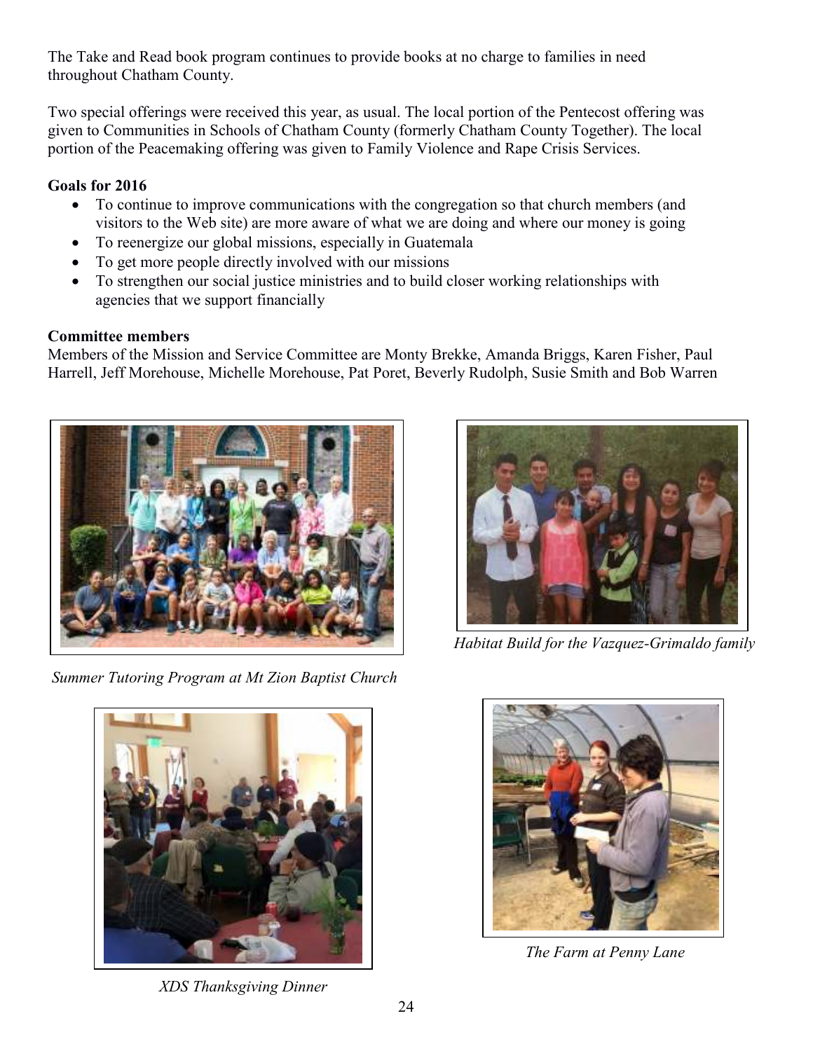The Take and Read book program continues to provide books at no charge to families in need throughout Chatham County.

Two special offerings were received this year, as usual. The local portion of the Pentecost offering was given to Communities in Schools of Chatham County (formerly Chatham County Together). The local portion of the Peacemaking offering was given to Family Violence and Rape Crisis Services.

**Goals for 2016**

- To continue to improve communications with the congregation so that church members (and visitors to the Web site) are more aware of what we are doing and where our money is going
- To reenergize our global missions, especially in Guatemala
- To get more people directly involved with our missions
- To strengthen our social justice ministries and to build closer working relationships with agencies that we support financially

**Committee members**

Members of the Mission and Service Committee are Monty Brekke, Amanda Briggs, Karen Fisher, Paul Harrell, Jeff Morehouse, Michelle Morehouse, Pat Poret, Beverly Rudolph, Susie Smith and Bob Warren

*Summer Tutoring Program at Mt Zion Baptist Church*

*Habitat Build for the Vazquez-Grimaldo family*

*XDS Thanksgiving Dinner*

*The Farm at Penny Lane*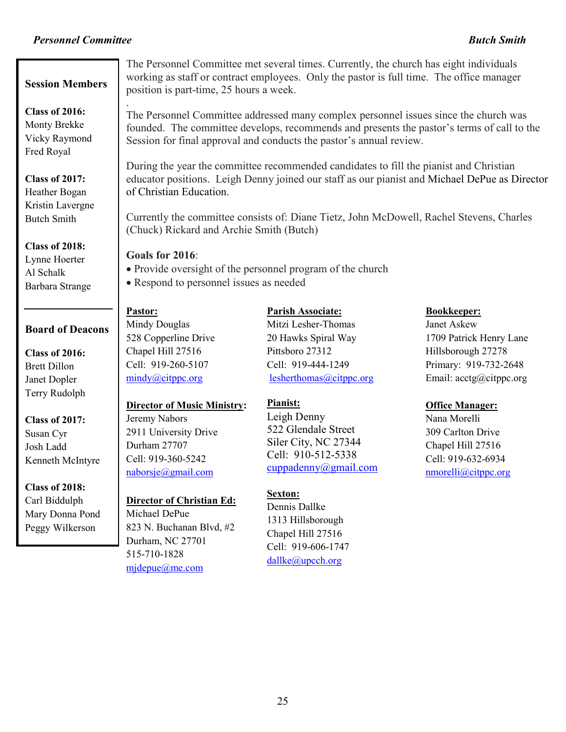## *Personnel Committee*

***Butch Smith***

The Personnel Committee met several times. Currently, the church has eight individuals working as staff or contract employees. Only the pastor is full time. The office manager position is part-time, 25 hours a week.

.

The Personnel Committee addressed many complex personnel issues since the church was founded. The committee develops, recommends and presents the pastor's terms of call to the Session for final approval and conducts the pastor's annual review.

During the year the committee recommended candidates to fill the pianist and Christian educator positions. Leigh Denny joined our staff as our pianist and Michael DePue as Director of Christian Education.

Currently the committee consists of: Diane Tietz, John McDowell, Rachel Stevens, Charles (Chuck) Rickard and Archie Smith (Butch)

**Goals for 2016**:

- Provide oversight of the personnel program of the church
- Respond to personnel issues as needed

**Pastor:**
Mindy Douglas
528 Copperline Drive
Chapel Hill 27516
Cell: 919-260-5107
mindy@citppc.org

**Director of Music Ministry:**
Jeremy Nabors
2911 University Drive
Durham 27707
Cell: 919-360-5242
naborsje@gmail.com

**Director of Christian Ed:**
Michael DePue
823 N. Buchanan Blvd, #2
Durham, NC 27701
515-710-1828
mjdepue@me.com

**Parish Associate:**
Mitzi Lesher-Thomas
20 Hawks Spiral Way
Pittsboro 27312
Cell: 919-444-1249
lesherthomas@citppc.org

**Pianist:**
Leigh Denny
522 Glendale Street
Siler City, NC 27344
Cell: 910-512-5338
cuppadenny@gmail.com

**Sexton:**
Dennis Dallke
1313 Hillsborough
Chapel Hill 27516
Cell: 919-606-1747
dallke@upcch.org

**Bookkeeper:**
Janet Askew
1709 Patrick Henry Lane
Hillsborough 27278
Primary: 919-732-2648
Email: acctg@citppc.org

**Office Manager:**
Nana Morelli
309 Carlton Drive
Chapel Hill 27516
Cell: 919-632-6934
nmorelli@citppc.org

### Session Members

**Class of 2016:**
Monty Brekke
Vicky Raymond
Fred Royal

**Class of 2017:**
Heather Bogan
Kristin Lavergne
Butch Smith

**Class of 2018:**
Lynne Hoerter
Al Schalk
Barbara Strange

### Board of Deacons

**Class of 2016:**
Brett Dillon
Janet Dopler
Terry Rudolph

**Class of 2017:**
Susan Cyr
Josh Ladd
Kenneth McIntyre

**Class of 2018:**
Carl Biddulph
Mary Donna Pond
Peggy Wilkerson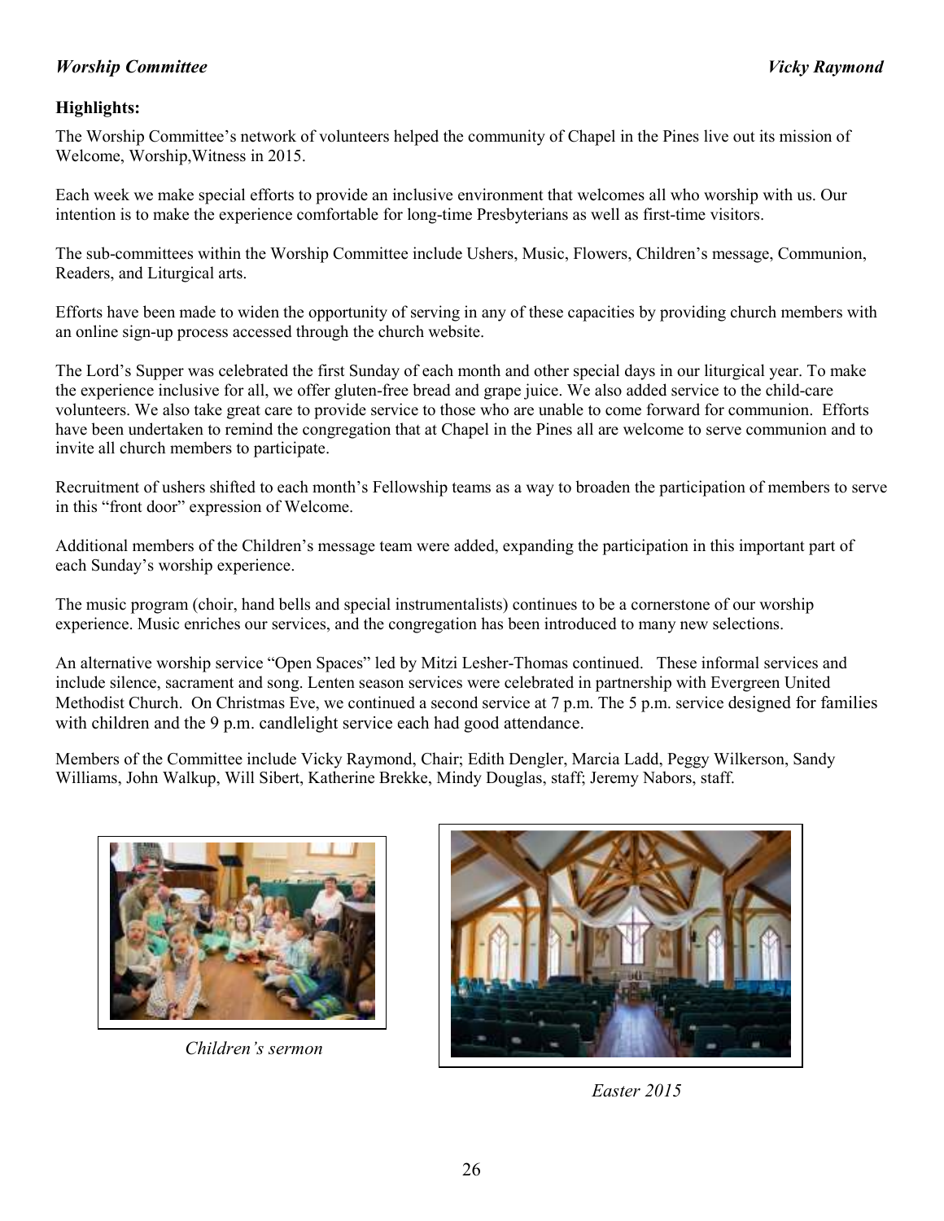***Worship Committee*** ***Vicky Raymond***

**Highlights:**

The Worship Committee's network of volunteers helped the community of Chapel in the Pines live out its mission of Welcome, Worship,Witness in 2015.

Each week we make special efforts to provide an inclusive environment that welcomes all who worship with us. Our intention is to make the experience comfortable for long-time Presbyterians as well as first-time visitors.

The sub-committees within the Worship Committee include Ushers, Music, Flowers, Children's message, Communion, Readers, and Liturgical arts.

Efforts have been made to widen the opportunity of serving in any of these capacities by providing church members with an online sign-up process accessed through the church website.

The Lord's Supper was celebrated the first Sunday of each month and other special days in our liturgical year. To make the experience inclusive for all, we offer gluten-free bread and grape juice. We also added service to the child-care volunteers. We also take great care to provide service to those who are unable to come forward for communion. Efforts have been undertaken to remind the congregation that at Chapel in the Pines all are welcome to serve communion and to invite all church members to participate.

Recruitment of ushers shifted to each month's Fellowship teams as a way to broaden the participation of members to serve in this "front door" expression of Welcome.

Additional members of the Children's message team were added, expanding the participation in this important part of each Sunday's worship experience.

The music program (choir, hand bells and special instrumentalists) continues to be a cornerstone of our worship experience. Music enriches our services, and the congregation has been introduced to many new selections.

An alternative worship service "Open Spaces" led by Mitzi Lesher-Thomas continued. These informal services and include silence, sacrament and song. Lenten season services were celebrated in partnership with Evergreen United Methodist Church. On Christmas Eve, we continued a second service at 7 p.m. The 5 p.m. service designed for families with children and the 9 p.m. candlelight service each had good attendance.

Members of the Committee include Vicky Raymond, Chair; Edith Dengler, Marcia Ladd, Peggy Wilkerson, Sandy Williams, John Walkup, Will Sibert, Katherine Brekke, Mindy Douglas, staff; Jeremy Nabors, staff.

*Children's sermon*

*Easter 2015*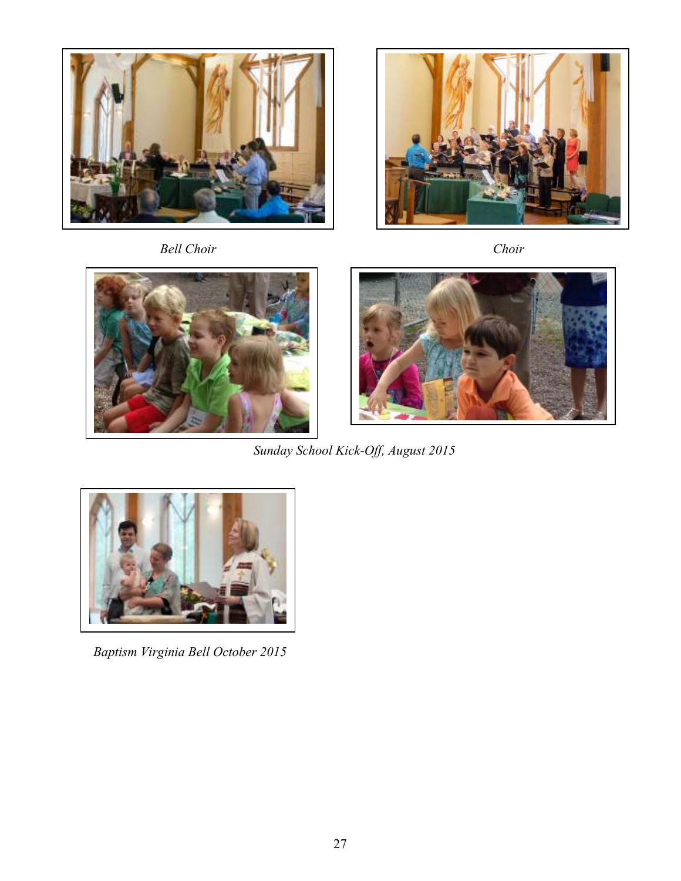*Bell Choir*

*Choir*

*Sunday School Kick-Off, August 2015*

*Baptism Virginia Bell October 2015*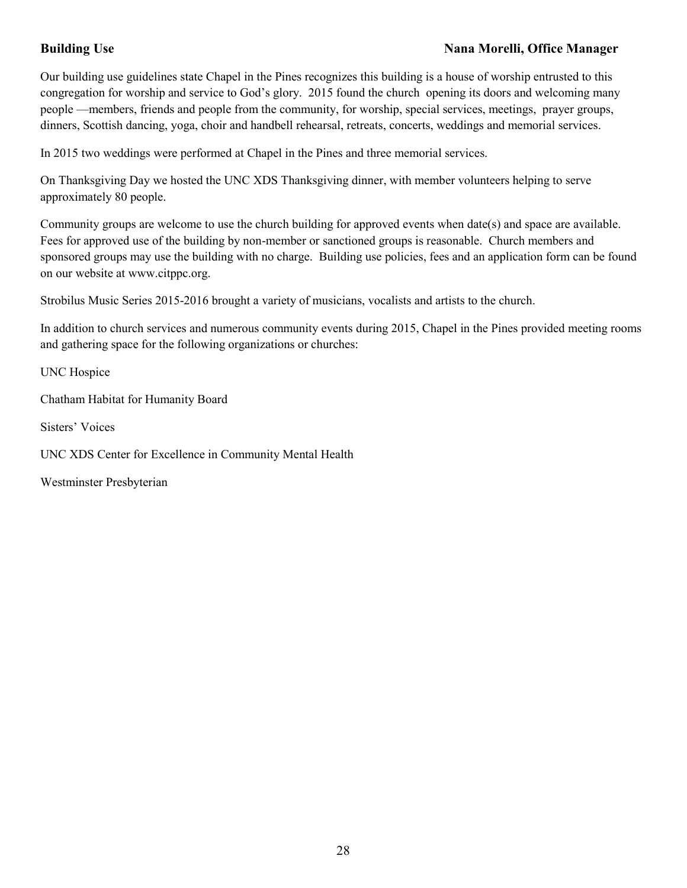## Building Use

**Nana Morelli, Office Manager**

Our building use guidelines state Chapel in the Pines recognizes this building is a house of worship entrusted to this congregation for worship and service to God's glory. 2015 found the church opening its doors and welcoming many people —members, friends and people from the community, for worship, special services, meetings, prayer groups, dinners, Scottish dancing, yoga, choir and handbell rehearsal, retreats, concerts, weddings and memorial services.

In 2015 two weddings were performed at Chapel in the Pines and three memorial services.

On Thanksgiving Day we hosted the UNC XDS Thanksgiving dinner, with member volunteers helping to serve approximately 80 people.

Community groups are welcome to use the church building for approved events when date(s) and space are available. Fees for approved use of the building by non-member or sanctioned groups is reasonable. Church members and sponsored groups may use the building with no charge. Building use policies, fees and an application form can be found on our website at www.citppc.org.

Strobilus Music Series 2015-2016 brought a variety of musicians, vocalists and artists to the church.

In addition to church services and numerous community events during 2015, Chapel in the Pines provided meeting rooms and gathering space for the following organizations or churches:

UNC Hospice

Chatham Habitat for Humanity Board

Sisters' Voices

UNC XDS Center for Excellence in Community Mental Health

Westminster Presbyterian